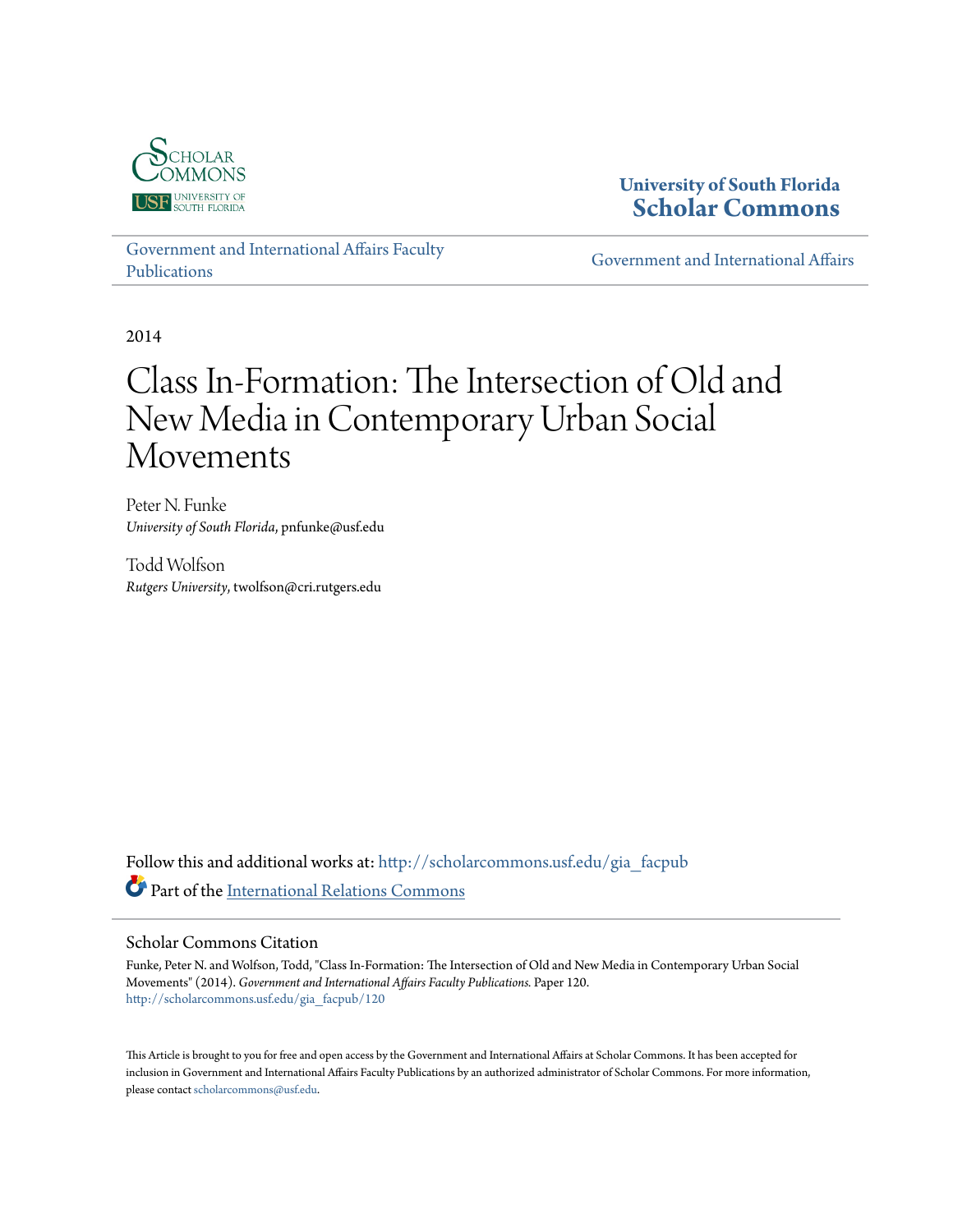University of South Florida
Scholar Commons

Government and International Affairs Faculty Publications

Government and International Affairs

2014

# Class In-Formation: The Intersection of Old and New Media in Contemporary Urban Social Movements

Peter N. Funke
*University of South Florida*, pnfunke@usf.edu

Todd Wolfson
*Rutgers University*, twolfson@cri.rutgers.edu

Follow this and additional works at: http://scholarcommons.usf.edu/gia_facpub

Part of the International Relations Commons

## Scholar Commons Citation

Funke, Peter N. and Wolfson, Todd, "Class In-Formation: The Intersection of Old and New Media in Contemporary Urban Social Movements" (2014). *Government and International Affairs Faculty Publications.* Paper 120.
http://scholarcommons.usf.edu/gia_facpub/120

This Article is brought to you for free and open access by the Government and International Affairs at Scholar Commons. It has been accepted for inclusion in Government and International Affairs Faculty Publications by an authorized administrator of Scholar Commons. For more information, please contact scholarcommons@usf.edu.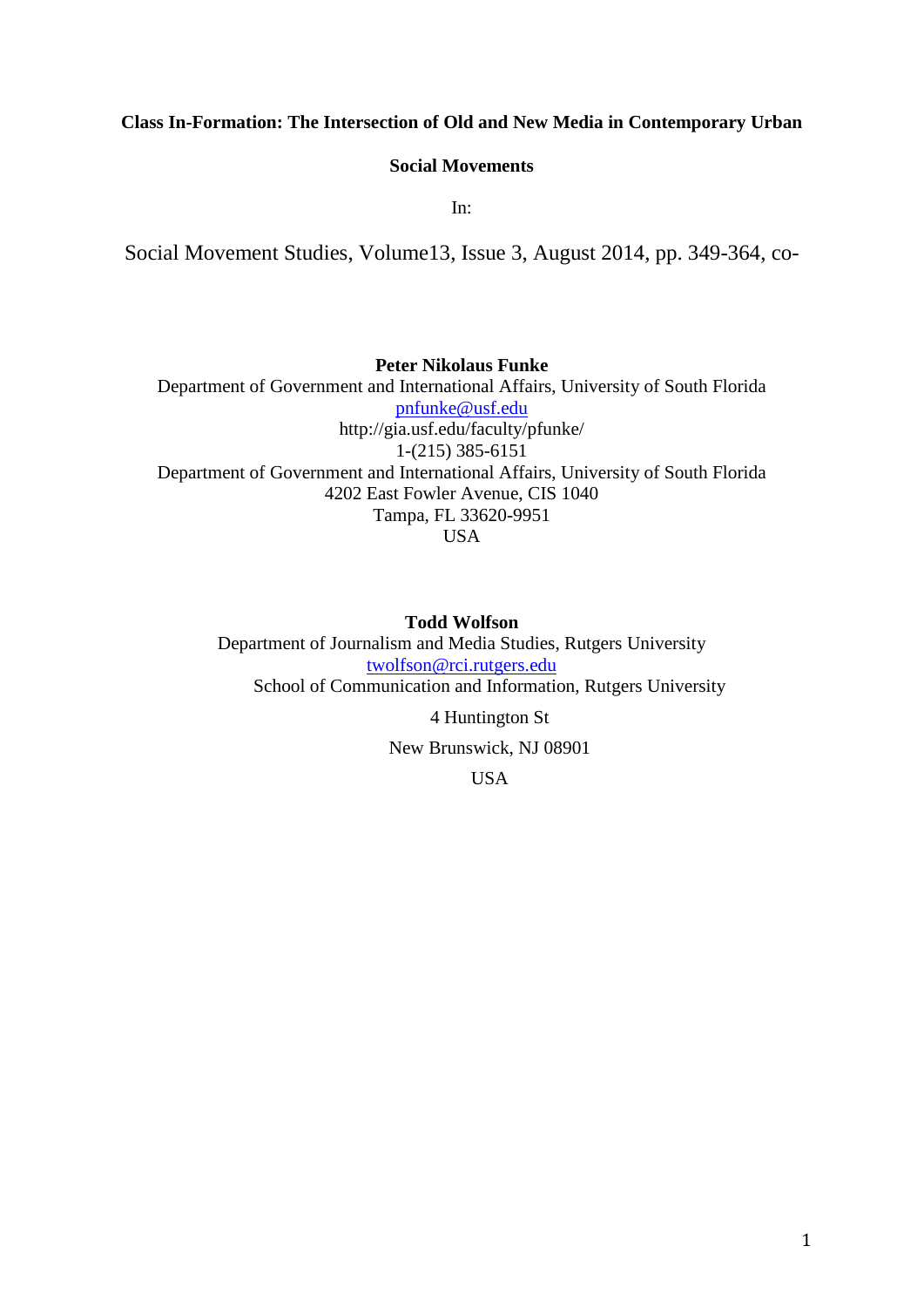**Class In-Formation: The Intersection of Old and New Media in Contemporary Urban Social Movements**

In:

Social Movement Studies, Volume13, Issue 3, August 2014, pp. 349-364, co-

**Peter Nikolaus Funke**
Department of Government and International Affairs, University of South Florida
pnfunke@usf.edu
http://gia.usf.edu/faculty/pfunke/
1-(215) 385-6151
Department of Government and International Affairs, University of South Florida
4202 East Fowler Avenue, CIS 1040
Tampa, FL 33620-9951
USA

**Todd Wolfson**
Department of Journalism and Media Studies, Rutgers University
twolfson@rci.rutgers.edu
School of Communication and Information, Rutgers University

4 Huntington St

New Brunswick, NJ 08901

USA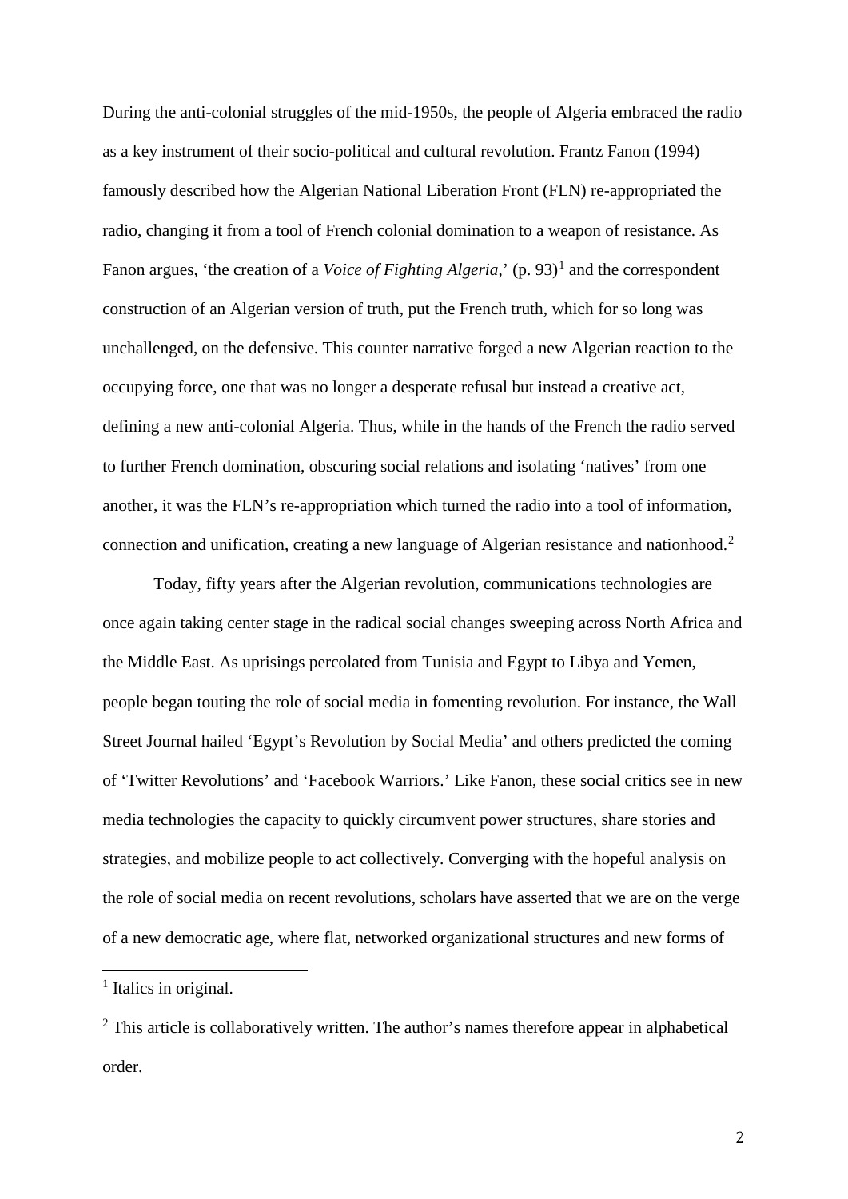During the anti-colonial struggles of the mid-1950s, the people of Algeria embraced the radio as a key instrument of their socio-political and cultural revolution. Frantz Fanon (1994) famously described how the Algerian National Liberation Front (FLN) re-appropriated the radio, changing it from a tool of French colonial domination to a weapon of resistance. As Fanon argues, 'the creation of a *Voice of Fighting Algeria*,' (p. 93)[1] and the correspondent construction of an Algerian version of truth, put the French truth, which for so long was unchallenged, on the defensive. This counter narrative forged a new Algerian reaction to the occupying force, one that was no longer a desperate refusal but instead a creative act, defining a new anti-colonial Algeria. Thus, while in the hands of the French the radio served to further French domination, obscuring social relations and isolating 'natives' from one another, it was the FLN's re-appropriation which turned the radio into a tool of information, connection and unification, creating a new language of Algerian resistance and nationhood.[2]

Today, fifty years after the Algerian revolution, communications technologies are once again taking center stage in the radical social changes sweeping across North Africa and the Middle East. As uprisings percolated from Tunisia and Egypt to Libya and Yemen, people began touting the role of social media in fomenting revolution. For instance, the Wall Street Journal hailed 'Egypt's Revolution by Social Media' and others predicted the coming of 'Twitter Revolutions' and 'Facebook Warriors.' Like Fanon, these social critics see in new media technologies the capacity to quickly circumvent power structures, share stories and strategies, and mobilize people to act collectively. Converging with the hopeful analysis on the role of social media on recent revolutions, scholars have asserted that we are on the verge of a new democratic age, where flat, networked organizational structures and new forms of

---

[1] Italics in original.

[2] This article is collaboratively written. The author's names therefore appear in alphabetical order.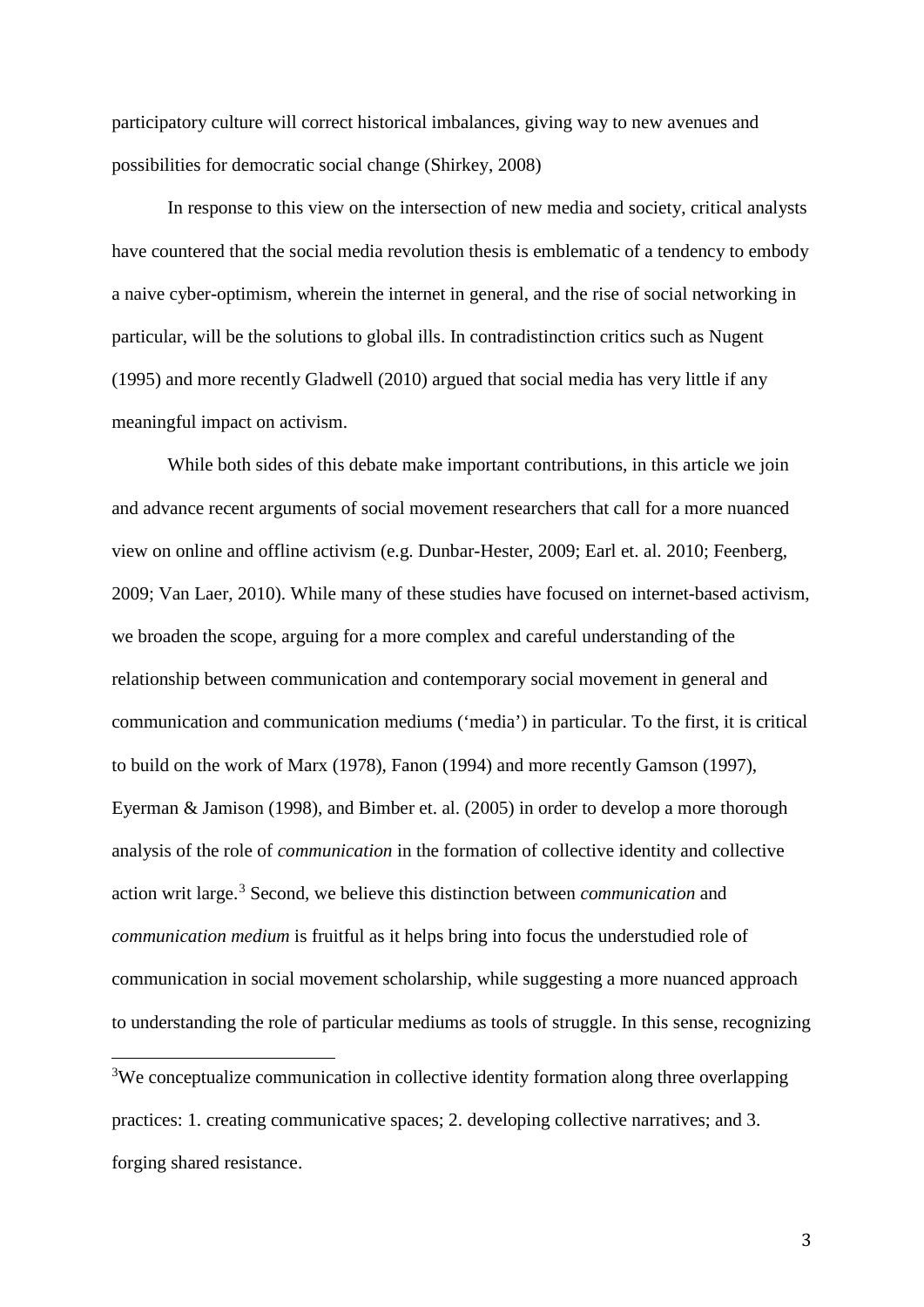participatory culture will correct historical imbalances, giving way to new avenues and possibilities for democratic social change (Shirkey, 2008)

In response to this view on the intersection of new media and society, critical analysts have countered that the social media revolution thesis is emblematic of a tendency to embody a naive cyber-optimism, wherein the internet in general, and the rise of social networking in particular, will be the solutions to global ills. In contradistinction critics such as Nugent (1995) and more recently Gladwell (2010) argued that social media has very little if any meaningful impact on activism.

While both sides of this debate make important contributions, in this article we join and advance recent arguments of social movement researchers that call for a more nuanced view on online and offline activism (e.g. Dunbar-Hester, 2009; Earl et. al. 2010; Feenberg, 2009; Van Laer, 2010). While many of these studies have focused on internet-based activism, we broaden the scope, arguing for a more complex and careful understanding of the relationship between communication and contemporary social movement in general and communication and communication mediums ('media') in particular. To the first, it is critical to build on the work of Marx (1978), Fanon (1994) and more recently Gamson (1997), Eyerman & Jamison (1998), and Bimber et. al. (2005) in order to develop a more thorough analysis of the role of *communication* in the formation of collective identity and collective action writ large.[3] Second, we believe this distinction between *communication* and *communication medium* is fruitful as it helps bring into focus the understudied role of communication in social movement scholarship, while suggesting a more nuanced approach to understanding the role of particular mediums as tools of struggle. In this sense, recognizing

[3]We conceptualize communication in collective identity formation along three overlapping practices: 1. creating communicative spaces; 2. developing collective narratives; and 3. forging shared resistance.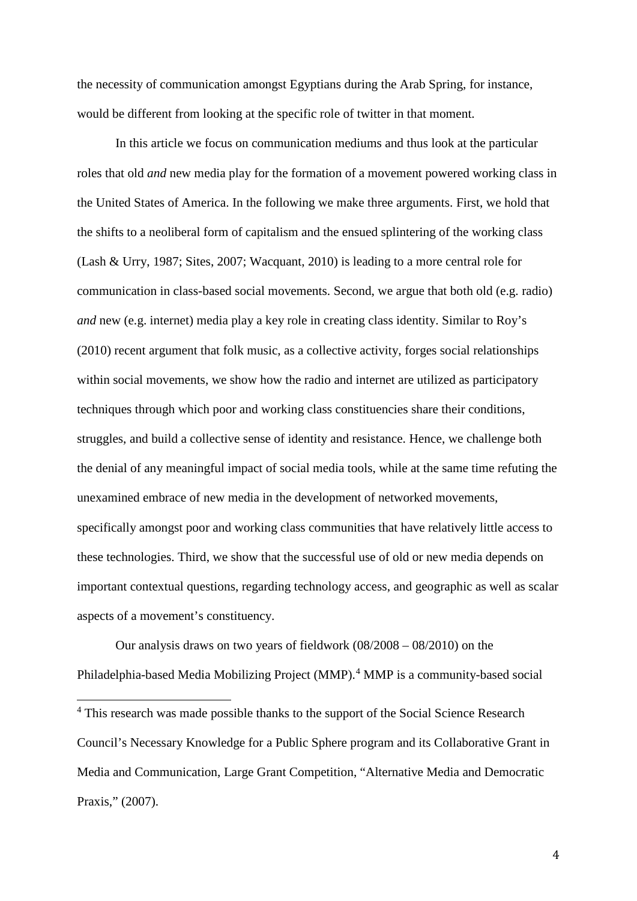the necessity of communication amongst Egyptians during the Arab Spring, for instance, would be different from looking at the specific role of twitter in that moment.

In this article we focus on communication mediums and thus look at the particular roles that old *and* new media play for the formation of a movement powered working class in the United States of America. In the following we make three arguments. First, we hold that the shifts to a neoliberal form of capitalism and the ensued splintering of the working class (Lash & Urry, 1987; Sites, 2007; Wacquant, 2010) is leading to a more central role for communication in class-based social movements. Second, we argue that both old (e.g. radio) *and* new (e.g. internet) media play a key role in creating class identity. Similar to Roy's (2010) recent argument that folk music, as a collective activity, forges social relationships within social movements, we show how the radio and internet are utilized as participatory techniques through which poor and working class constituencies share their conditions, struggles, and build a collective sense of identity and resistance. Hence, we challenge both the denial of any meaningful impact of social media tools, while at the same time refuting the unexamined embrace of new media in the development of networked movements, specifically amongst poor and working class communities that have relatively little access to these technologies. Third, we show that the successful use of old or new media depends on important contextual questions, regarding technology access, and geographic as well as scalar aspects of a movement's constituency.

Our analysis draws on two years of fieldwork (08/2008 – 08/2010) on the Philadelphia-based Media Mobilizing Project (MMP).[4] MMP is a community-based social

[4] This research was made possible thanks to the support of the Social Science Research Council's Necessary Knowledge for a Public Sphere program and its Collaborative Grant in Media and Communication, Large Grant Competition, "Alternative Media and Democratic Praxis," (2007).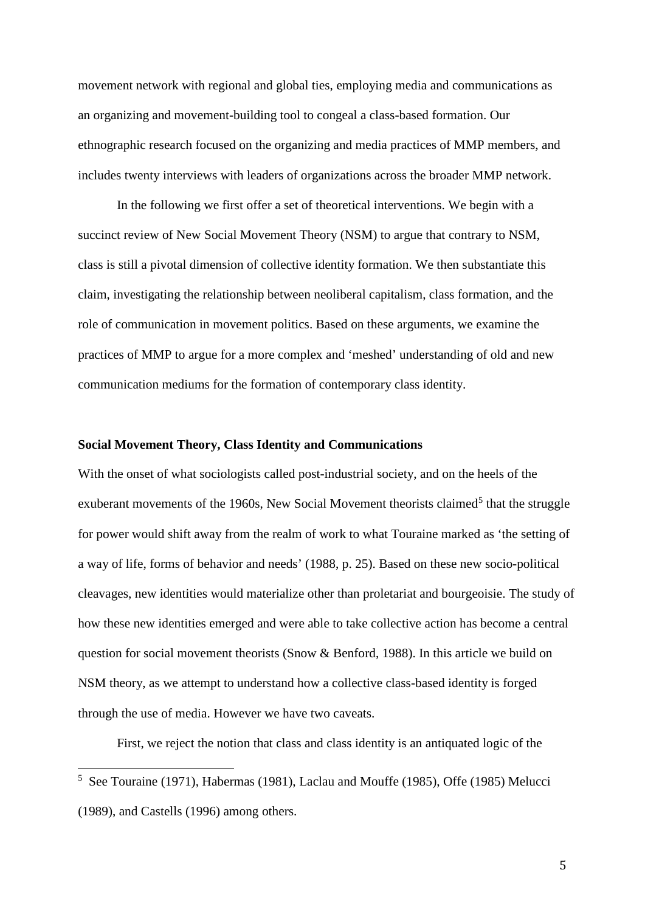movement network with regional and global ties, employing media and communications as an organizing and movement-building tool to congeal a class-based formation. Our ethnographic research focused on the organizing and media practices of MMP members, and includes twenty interviews with leaders of organizations across the broader MMP network.

In the following we first offer a set of theoretical interventions. We begin with a succinct review of New Social Movement Theory (NSM) to argue that contrary to NSM, class is still a pivotal dimension of collective identity formation. We then substantiate this claim, investigating the relationship between neoliberal capitalism, class formation, and the role of communication in movement politics. Based on these arguments, we examine the practices of MMP to argue for a more complex and 'meshed' understanding of old and new communication mediums for the formation of contemporary class identity.

**Social Movement Theory, Class Identity and Communications**

With the onset of what sociologists called post-industrial society, and on the heels of the exuberant movements of the 1960s, New Social Movement theorists claimed[5] that the struggle for power would shift away from the realm of work to what Touraine marked as 'the setting of a way of life, forms of behavior and needs' (1988, p. 25). Based on these new socio-political cleavages, new identities would materialize other than proletariat and bourgeoisie. The study of how these new identities emerged and were able to take collective action has become a central question for social movement theorists (Snow & Benford, 1988). In this article we build on NSM theory, as we attempt to understand how a collective class-based identity is forged through the use of media. However we have two caveats.

First, we reject the notion that class and class identity is an antiquated logic of the

[5] See Touraine (1971), Habermas (1981), Laclau and Mouffe (1985), Offe (1985) Melucci (1989), and Castells (1996) among others.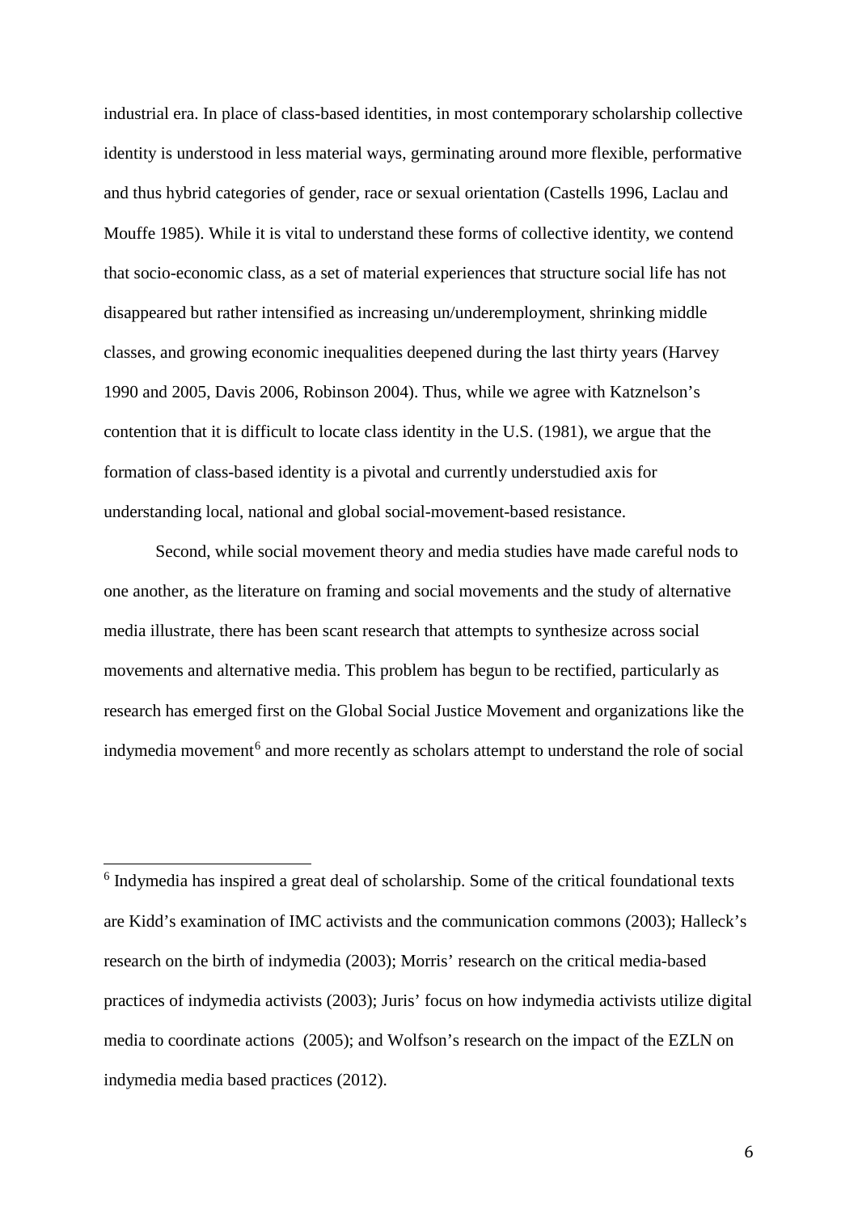industrial era. In place of class-based identities, in most contemporary scholarship collective identity is understood in less material ways, germinating around more flexible, performative and thus hybrid categories of gender, race or sexual orientation (Castells 1996, Laclau and Mouffe 1985). While it is vital to understand these forms of collective identity, we contend that socio-economic class, as a set of material experiences that structure social life has not disappeared but rather intensified as increasing un/underemployment, shrinking middle classes, and growing economic inequalities deepened during the last thirty years (Harvey 1990 and 2005, Davis 2006, Robinson 2004). Thus, while we agree with Katznelson's contention that it is difficult to locate class identity in the U.S. (1981), we argue that the formation of class-based identity is a pivotal and currently understudied axis for understanding local, national and global social-movement-based resistance.

Second, while social movement theory and media studies have made careful nods to one another, as the literature on framing and social movements and the study of alternative media illustrate, there has been scant research that attempts to synthesize across social movements and alternative media. This problem has begun to be rectified, particularly as research has emerged first on the Global Social Justice Movement and organizations like the indymedia movement[6] and more recently as scholars attempt to understand the role of social

---

[6] Indymedia has inspired a great deal of scholarship. Some of the critical foundational texts are Kidd's examination of IMC activists and the communication commons (2003); Halleck's research on the birth of indymedia (2003); Morris' research on the critical media-based practices of indymedia activists (2003); Juris' focus on how indymedia activists utilize digital media to coordinate actions (2005); and Wolfson's research on the impact of the EZLN on indymedia media based practices (2012).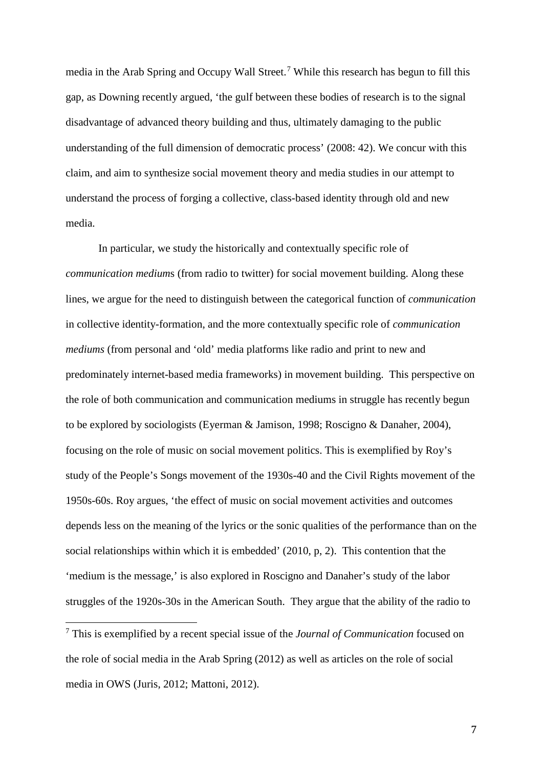media in the Arab Spring and Occupy Wall Street.[7] While this research has begun to fill this gap, as Downing recently argued, 'the gulf between these bodies of research is to the signal disadvantage of advanced theory building and thus, ultimately damaging to the public understanding of the full dimension of democratic process' (2008: 42). We concur with this claim, and aim to synthesize social movement theory and media studies in our attempt to understand the process of forging a collective, class-based identity through old and new media.

In particular, we study the historically and contextually specific role of *communication mediums* (from radio to twitter) for social movement building. Along these lines, we argue for the need to distinguish between the categorical function of *communication* in collective identity-formation, and the more contextually specific role of *communication mediums* (from personal and 'old' media platforms like radio and print to new and predominately internet-based media frameworks) in movement building. This perspective on the role of both communication and communication mediums in struggle has recently begun to be explored by sociologists (Eyerman & Jamison, 1998; Roscigno & Danaher, 2004), focusing on the role of music on social movement politics. This is exemplified by Roy's study of the People's Songs movement of the 1930s-40 and the Civil Rights movement of the 1950s-60s. Roy argues, 'the effect of music on social movement activities and outcomes depends less on the meaning of the lyrics or the sonic qualities of the performance than on the social relationships within which it is embedded' (2010, p, 2). This contention that the 'medium is the message,' is also explored in Roscigno and Danaher's study of the labor struggles of the 1920s-30s in the American South. They argue that the ability of the radio to

[7] This is exemplified by a recent special issue of the *Journal of Communication* focused on the role of social media in the Arab Spring (2012) as well as articles on the role of social media in OWS (Juris, 2012; Mattoni, 2012).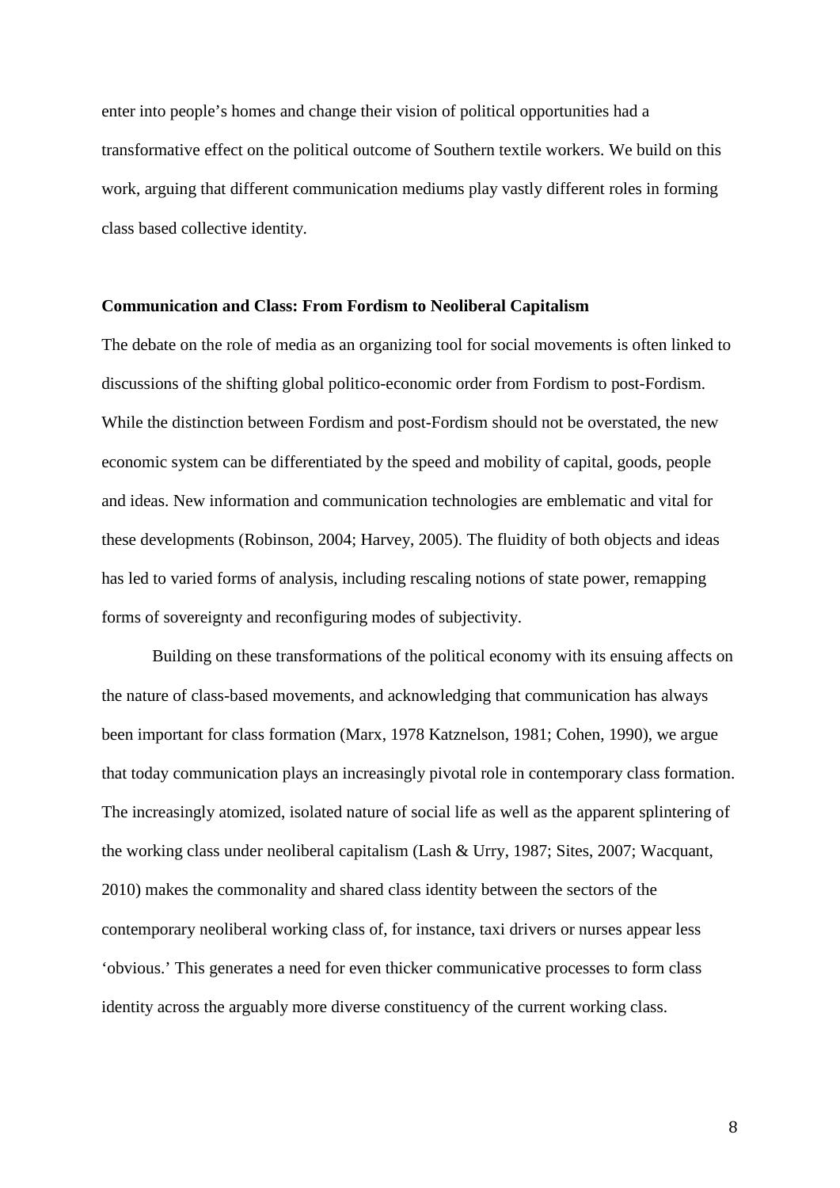enter into people's homes and change their vision of political opportunities had a transformative effect on the political outcome of Southern textile workers. We build on this work, arguing that different communication mediums play vastly different roles in forming class based collective identity.

## Communication and Class: From Fordism to Neoliberal Capitalism

The debate on the role of media as an organizing tool for social movements is often linked to discussions of the shifting global politico-economic order from Fordism to post-Fordism. While the distinction between Fordism and post-Fordism should not be overstated, the new economic system can be differentiated by the speed and mobility of capital, goods, people and ideas. New information and communication technologies are emblematic and vital for these developments (Robinson, 2004; Harvey, 2005). The fluidity of both objects and ideas has led to varied forms of analysis, including rescaling notions of state power, remapping forms of sovereignty and reconfiguring modes of subjectivity.

Building on these transformations of the political economy with its ensuing affects on the nature of class-based movements, and acknowledging that communication has always been important for class formation (Marx, 1978 Katznelson, 1981; Cohen, 1990), we argue that today communication plays an increasingly pivotal role in contemporary class formation. The increasingly atomized, isolated nature of social life as well as the apparent splintering of the working class under neoliberal capitalism (Lash & Urry, 1987; Sites, 2007; Wacquant, 2010) makes the commonality and shared class identity between the sectors of the contemporary neoliberal working class of, for instance, taxi drivers or nurses appear less 'obvious.' This generates a need for even thicker communicative processes to form class identity across the arguably more diverse constituency of the current working class.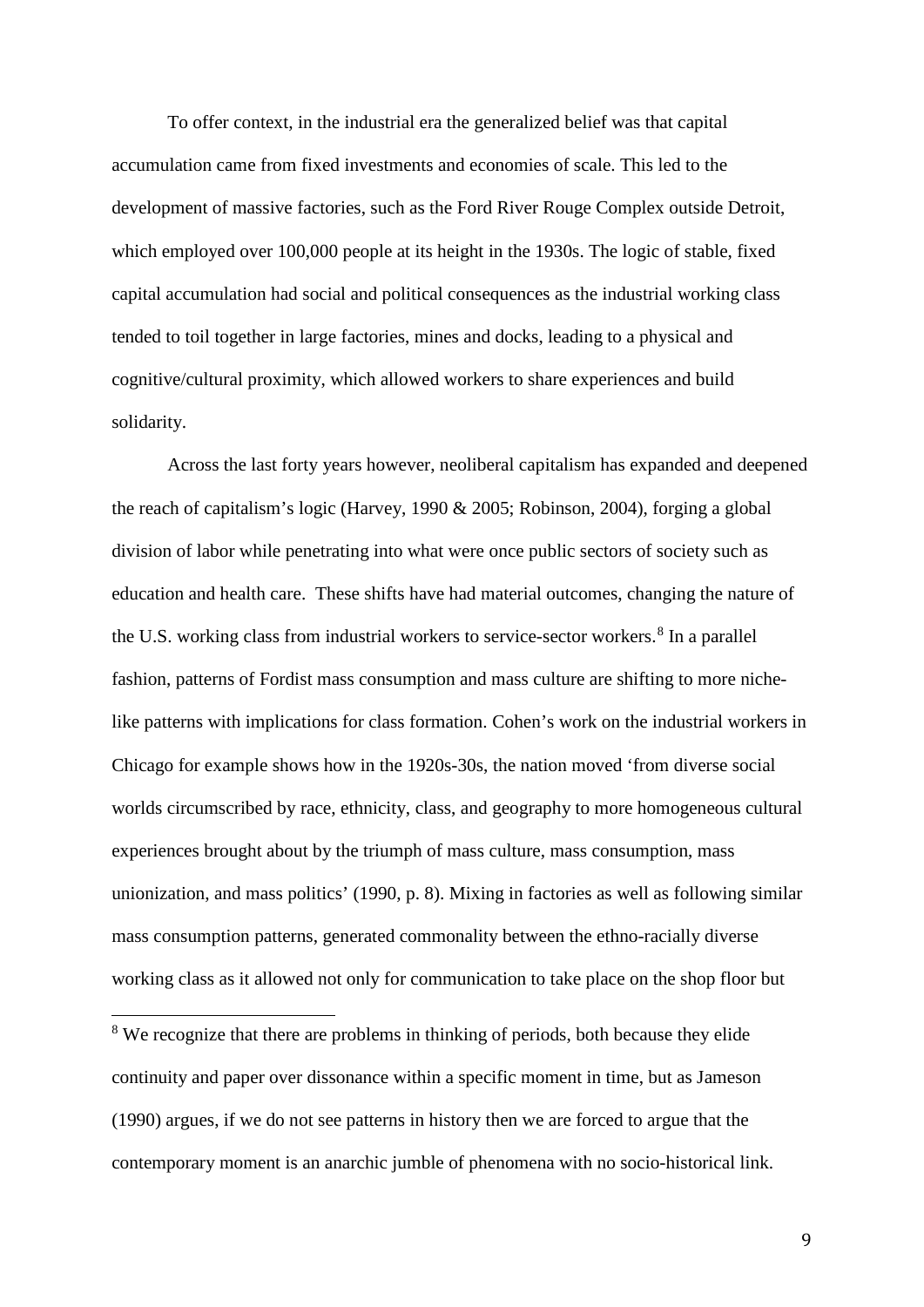To offer context, in the industrial era the generalized belief was that capital accumulation came from fixed investments and economies of scale. This led to the development of massive factories, such as the Ford River Rouge Complex outside Detroit, which employed over 100,000 people at its height in the 1930s. The logic of stable, fixed capital accumulation had social and political consequences as the industrial working class tended to toil together in large factories, mines and docks, leading to a physical and cognitive/cultural proximity, which allowed workers to share experiences and build solidarity.

Across the last forty years however, neoliberal capitalism has expanded and deepened the reach of capitalism's logic (Harvey, 1990 & 2005; Robinson, 2004), forging a global division of labor while penetrating into what were once public sectors of society such as education and health care. These shifts have had material outcomes, changing the nature of the U.S. working class from industrial workers to service-sector workers.[8] In a parallel fashion, patterns of Fordist mass consumption and mass culture are shifting to more niche-like patterns with implications for class formation. Cohen's work on the industrial workers in Chicago for example shows how in the 1920s-30s, the nation moved 'from diverse social worlds circumscribed by race, ethnicity, class, and geography to more homogeneous cultural experiences brought about by the triumph of mass culture, mass consumption, mass unionization, and mass politics' (1990, p. 8). Mixing in factories as well as following similar mass consumption patterns, generated commonality between the ethno-racially diverse working class as it allowed not only for communication to take place on the shop floor but

[8] We recognize that there are problems in thinking of periods, both because they elide continuity and paper over dissonance within a specific moment in time, but as Jameson (1990) argues, if we do not see patterns in history then we are forced to argue that the contemporary moment is an anarchic jumble of phenomena with no socio-historical link.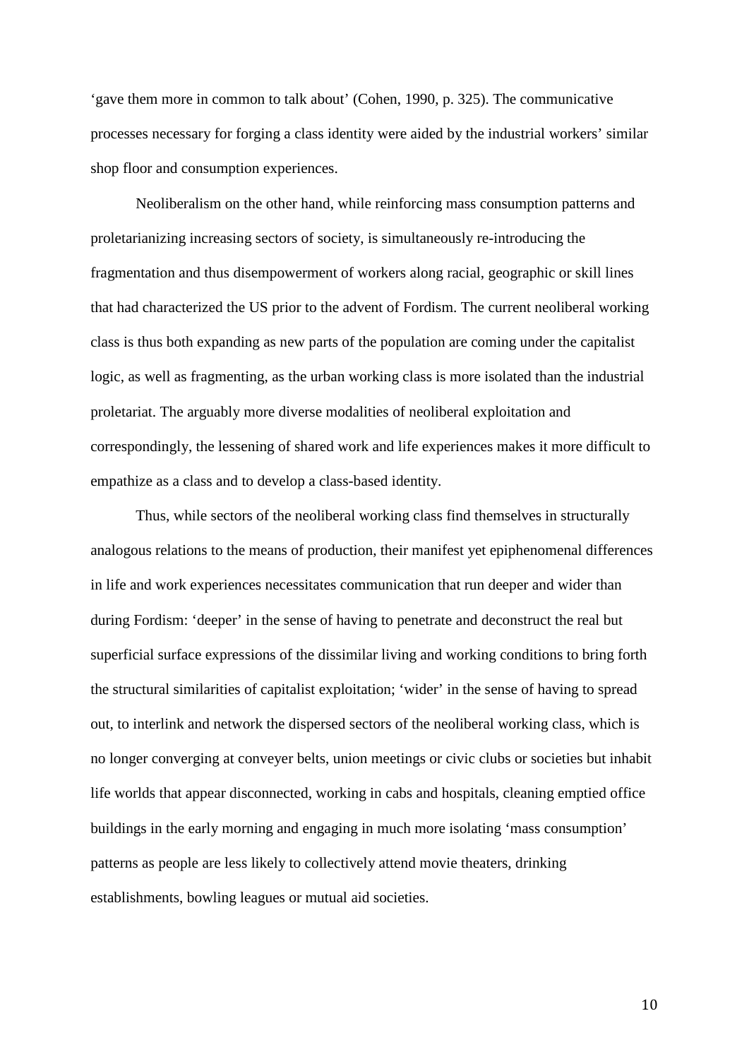'gave them more in common to talk about' (Cohen, 1990, p. 325). The communicative processes necessary for forging a class identity were aided by the industrial workers' similar shop floor and consumption experiences.

Neoliberalism on the other hand, while reinforcing mass consumption patterns and proletarianizing increasing sectors of society, is simultaneously re-introducing the fragmentation and thus disempowerment of workers along racial, geographic or skill lines that had characterized the US prior to the advent of Fordism. The current neoliberal working class is thus both expanding as new parts of the population are coming under the capitalist logic, as well as fragmenting, as the urban working class is more isolated than the industrial proletariat. The arguably more diverse modalities of neoliberal exploitation and correspondingly, the lessening of shared work and life experiences makes it more difficult to empathize as a class and to develop a class-based identity.

Thus, while sectors of the neoliberal working class find themselves in structurally analogous relations to the means of production, their manifest yet epiphenomenal differences in life and work experiences necessitates communication that run deeper and wider than during Fordism: 'deeper' in the sense of having to penetrate and deconstruct the real but superficial surface expressions of the dissimilar living and working conditions to bring forth the structural similarities of capitalist exploitation; 'wider' in the sense of having to spread out, to interlink and network the dispersed sectors of the neoliberal working class, which is no longer converging at conveyer belts, union meetings or civic clubs or societies but inhabit life worlds that appear disconnected, working in cabs and hospitals, cleaning emptied office buildings in the early morning and engaging in much more isolating 'mass consumption' patterns as people are less likely to collectively attend movie theaters, drinking establishments, bowling leagues or mutual aid societies.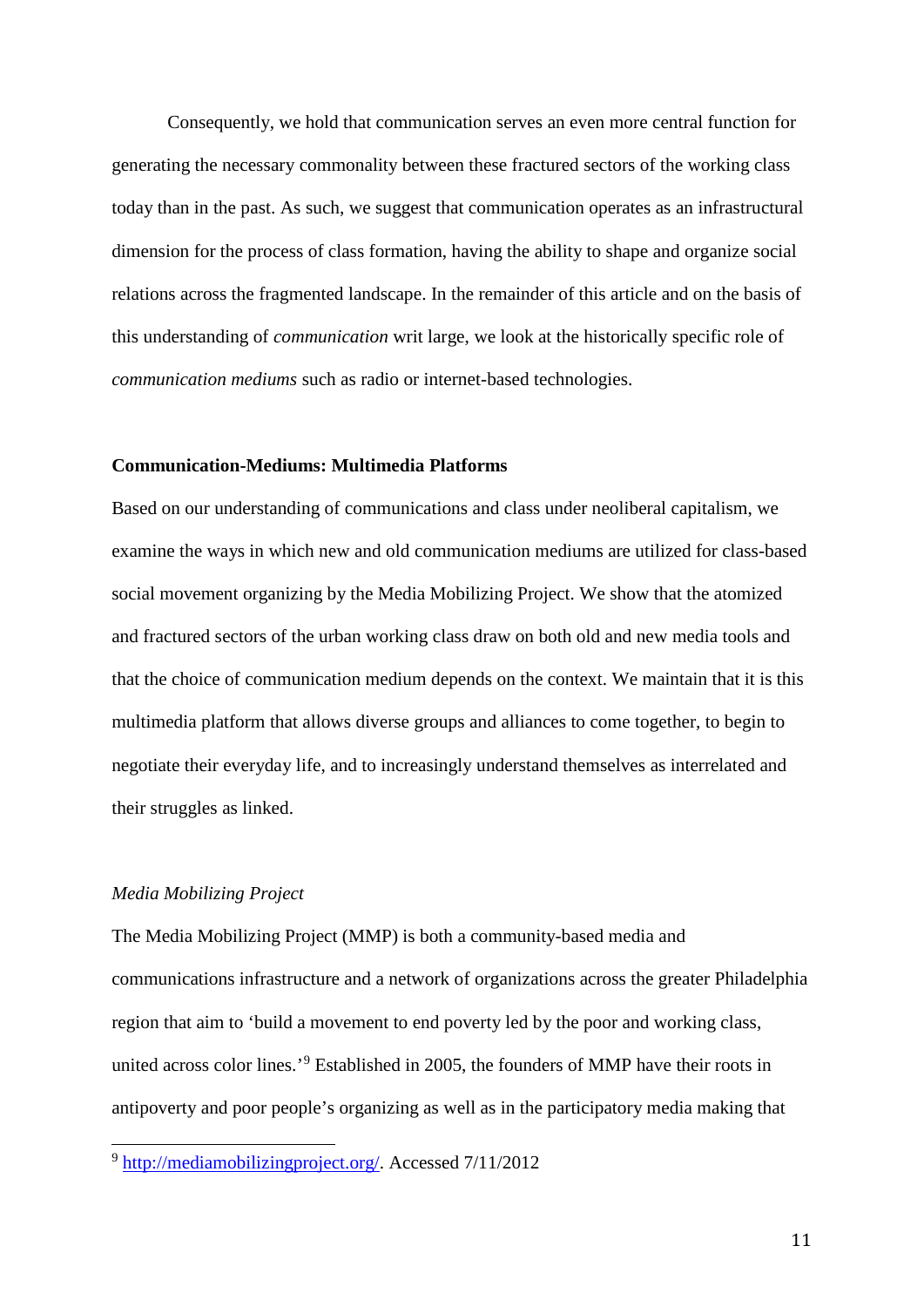Consequently, we hold that communication serves an even more central function for generating the necessary commonality between these fractured sectors of the working class today than in the past. As such, we suggest that communication operates as an infrastructural dimension for the process of class formation, having the ability to shape and organize social relations across the fragmented landscape. In the remainder of this article and on the basis of this understanding of *communication* writ large, we look at the historically specific role of *communication mediums* such as radio or internet-based technologies.

## Communication-Mediums: Multimedia Platforms

Based on our understanding of communications and class under neoliberal capitalism, we examine the ways in which new and old communication mediums are utilized for class-based social movement organizing by the Media Mobilizing Project. We show that the atomized and fractured sectors of the urban working class draw on both old and new media tools and that the choice of communication medium depends on the context. We maintain that it is this multimedia platform that allows diverse groups and alliances to come together, to begin to negotiate their everyday life, and to increasingly understand themselves as interrelated and their struggles as linked.

### *Media Mobilizing Project*

The Media Mobilizing Project (MMP) is both a community-based media and communications infrastructure and a network of organizations across the greater Philadelphia region that aim to 'build a movement to end poverty led by the poor and working class, united across color lines.'[9] Established in 2005, the founders of MMP have their roots in antipoverty and poor people's organizing as well as in the participatory media making that

---

[9] http://mediamobilizingproject.org/. Accessed 7/11/2012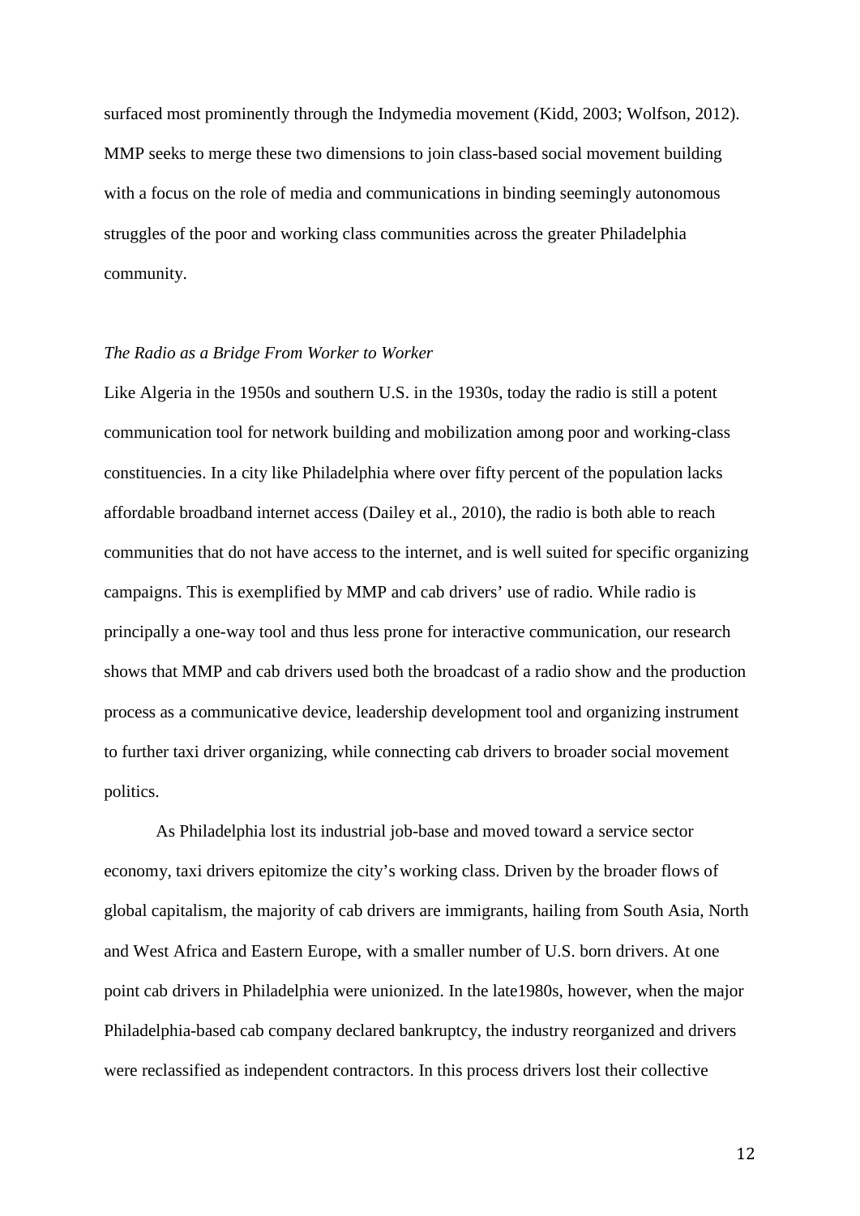surfaced most prominently through the Indymedia movement (Kidd, 2003; Wolfson, 2012). MMP seeks to merge these two dimensions to join class-based social movement building with a focus on the role of media and communications in binding seemingly autonomous struggles of the poor and working class communities across the greater Philadelphia community.

*The Radio as a Bridge From Worker to Worker*

Like Algeria in the 1950s and southern U.S. in the 1930s, today the radio is still a potent communication tool for network building and mobilization among poor and working-class constituencies. In a city like Philadelphia where over fifty percent of the population lacks affordable broadband internet access (Dailey et al., 2010), the radio is both able to reach communities that do not have access to the internet, and is well suited for specific organizing campaigns. This is exemplified by MMP and cab drivers' use of radio. While radio is principally a one-way tool and thus less prone for interactive communication, our research shows that MMP and cab drivers used both the broadcast of a radio show and the production process as a communicative device, leadership development tool and organizing instrument to further taxi driver organizing, while connecting cab drivers to broader social movement politics.

As Philadelphia lost its industrial job-base and moved toward a service sector economy, taxi drivers epitomize the city's working class. Driven by the broader flows of global capitalism, the majority of cab drivers are immigrants, hailing from South Asia, North and West Africa and Eastern Europe, with a smaller number of U.S. born drivers. At one point cab drivers in Philadelphia were unionized. In the late1980s, however, when the major Philadelphia-based cab company declared bankruptcy, the industry reorganized and drivers were reclassified as independent contractors. In this process drivers lost their collective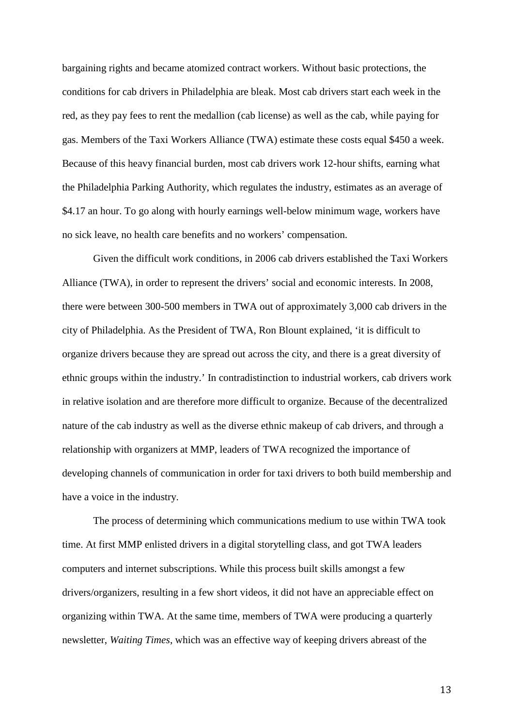bargaining rights and became atomized contract workers. Without basic protections, the conditions for cab drivers in Philadelphia are bleak. Most cab drivers start each week in the red, as they pay fees to rent the medallion (cab license) as well as the cab, while paying for gas. Members of the Taxi Workers Alliance (TWA) estimate these costs equal $450 a week. Because of this heavy financial burden, most cab drivers work 12-hour shifts, earning what the Philadelphia Parking Authority, which regulates the industry, estimates as an average of $4.17 an hour. To go along with hourly earnings well-below minimum wage, workers have no sick leave, no health care benefits and no workers' compensation.

Given the difficult work conditions, in 2006 cab drivers established the Taxi Workers Alliance (TWA), in order to represent the drivers' social and economic interests. In 2008, there were between 300-500 members in TWA out of approximately 3,000 cab drivers in the city of Philadelphia. As the President of TWA, Ron Blount explained, 'it is difficult to organize drivers because they are spread out across the city, and there is a great diversity of ethnic groups within the industry.' In contradistinction to industrial workers, cab drivers work in relative isolation and are therefore more difficult to organize. Because of the decentralized nature of the cab industry as well as the diverse ethnic makeup of cab drivers, and through a relationship with organizers at MMP, leaders of TWA recognized the importance of developing channels of communication in order for taxi drivers to both build membership and have a voice in the industry.

The process of determining which communications medium to use within TWA took time. At first MMP enlisted drivers in a digital storytelling class, and got TWA leaders computers and internet subscriptions. While this process built skills amongst a few drivers/organizers, resulting in a few short videos, it did not have an appreciable effect on organizing within TWA. At the same time, members of TWA were producing a quarterly newsletter, *Waiting Times*, which was an effective way of keeping drivers abreast of the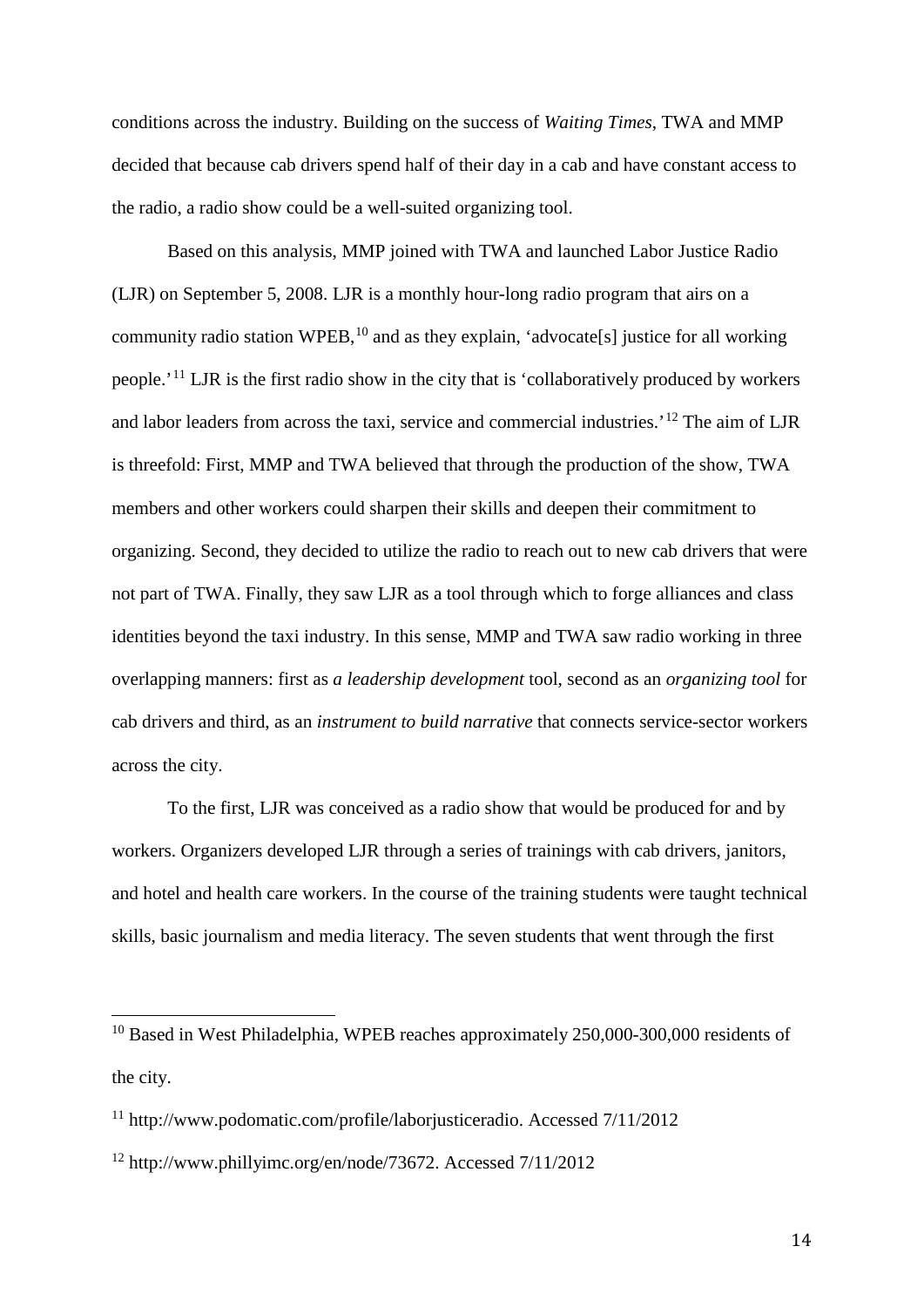conditions across the industry. Building on the success of *Waiting Times*, TWA and MMP decided that because cab drivers spend half of their day in a cab and have constant access to the radio, a radio show could be a well-suited organizing tool.

Based on this analysis, MMP joined with TWA and launched Labor Justice Radio (LJR) on September 5, 2008. LJR is a monthly hour-long radio program that airs on a community radio station WPEB,[10] and as they explain, 'advocate[s] justice for all working people.'[11] LJR is the first radio show in the city that is 'collaboratively produced by workers and labor leaders from across the taxi, service and commercial industries.'[12] The aim of LJR is threefold: First, MMP and TWA believed that through the production of the show, TWA members and other workers could sharpen their skills and deepen their commitment to organizing. Second, they decided to utilize the radio to reach out to new cab drivers that were not part of TWA. Finally, they saw LJR as a tool through which to forge alliances and class identities beyond the taxi industry. In this sense, MMP and TWA saw radio working in three overlapping manners: first as *a leadership development* tool, second as an *organizing tool* for cab drivers and third, as an *instrument to build narrative* that connects service-sector workers across the city.

To the first, LJR was conceived as a radio show that would be produced for and by workers. Organizers developed LJR through a series of trainings with cab drivers, janitors, and hotel and health care workers. In the course of the training students were taught technical skills, basic journalism and media literacy. The seven students that went through the first

---

[10] Based in West Philadelphia, WPEB reaches approximately 250,000-300,000 residents of the city.

[11] http://www.podomatic.com/profile/laborjusticeradio. Accessed 7/11/2012

[12] http://www.phillyimc.org/en/node/73672. Accessed 7/11/2012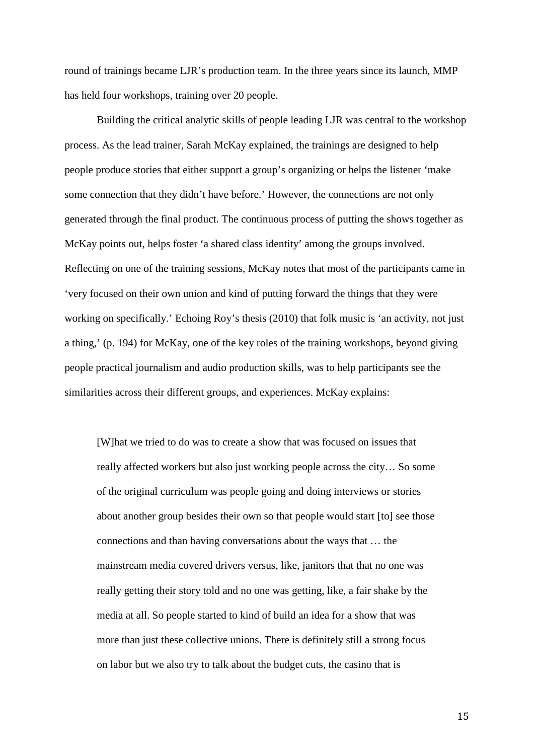round of trainings became LJR's production team. In the three years since its launch, MMP has held four workshops, training over 20 people.

Building the critical analytic skills of people leading LJR was central to the workshop process. As the lead trainer, Sarah McKay explained, the trainings are designed to help people produce stories that either support a group's organizing or helps the listener 'make some connection that they didn't have before.' However, the connections are not only generated through the final product. The continuous process of putting the shows together as McKay points out, helps foster 'a shared class identity' among the groups involved. Reflecting on one of the training sessions, McKay notes that most of the participants came in 'very focused on their own union and kind of putting forward the things that they were working on specifically.' Echoing Roy's thesis (2010) that folk music is 'an activity, not just a thing,' (p. 194) for McKay, one of the key roles of the training workshops, beyond giving people practical journalism and audio production skills, was to help participants see the similarities across their different groups, and experiences. McKay explains:

> [W]hat we tried to do was to create a show that was focused on issues that really affected workers but also just working people across the city… So some of the original curriculum was people going and doing interviews or stories about another group besides their own so that people would start [to] see those connections and than having conversations about the ways that … the mainstream media covered drivers versus, like, janitors that that no one was really getting their story told and no one was getting, like, a fair shake by the media at all. So people started to kind of build an idea for a show that was more than just these collective unions. There is definitely still a strong focus on labor but we also try to talk about the budget cuts, the casino that is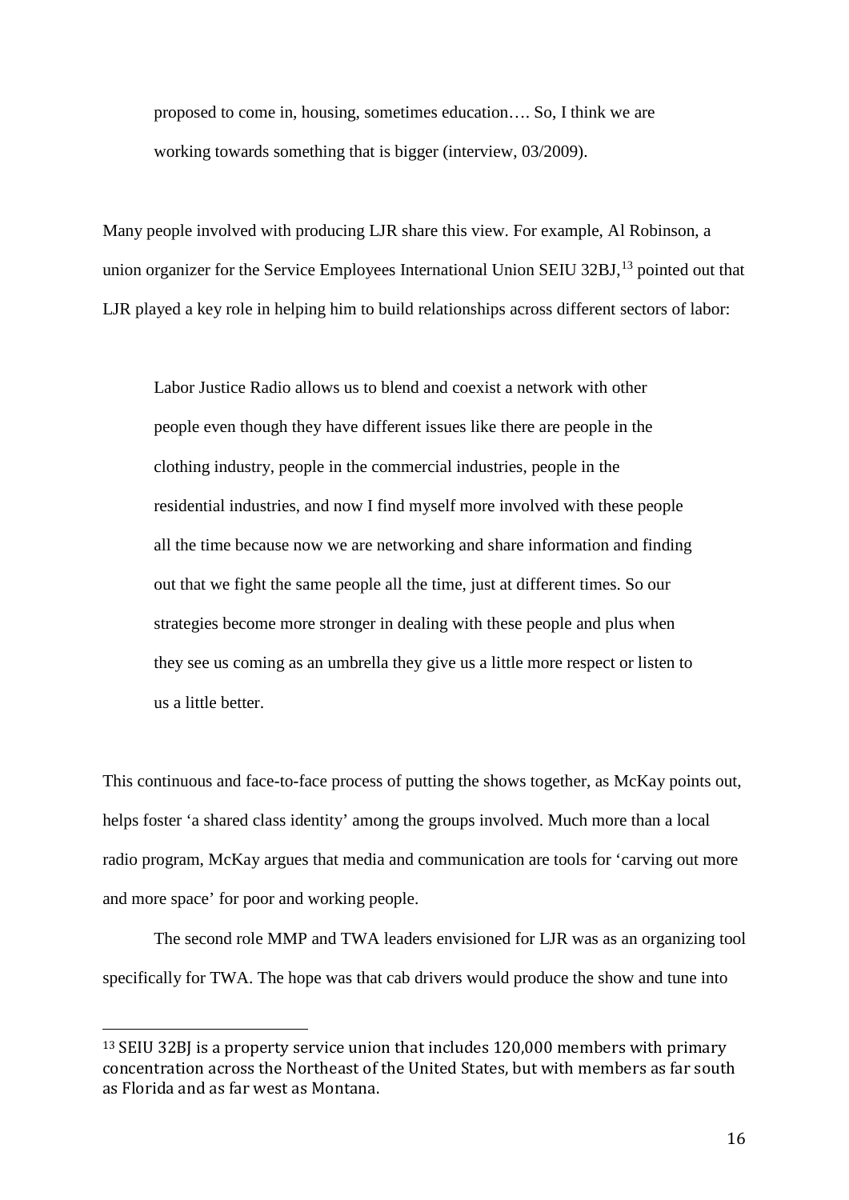> proposed to come in, housing, sometimes education…. So, I think we are working towards something that is bigger (interview, 03/2009).

Many people involved with producing LJR share this view. For example, Al Robinson, a union organizer for the Service Employees International Union SEIU 32BJ,[13] pointed out that LJR played a key role in helping him to build relationships across different sectors of labor:

> Labor Justice Radio allows us to blend and coexist a network with other people even though they have different issues like there are people in the clothing industry, people in the commercial industries, people in the residential industries, and now I find myself more involved with these people all the time because now we are networking and share information and finding out that we fight the same people all the time, just at different times. So our strategies become more stronger in dealing with these people and plus when they see us coming as an umbrella they give us a little more respect or listen to us a little better.

This continuous and face-to-face process of putting the shows together, as McKay points out, helps foster 'a shared class identity' among the groups involved. Much more than a local radio program, McKay argues that media and communication are tools for 'carving out more and more space' for poor and working people.

The second role MMP and TWA leaders envisioned for LJR was as an organizing tool specifically for TWA. The hope was that cab drivers would produce the show and tune into

[13] SEIU 32BJ is a property service union that includes 120,000 members with primary concentration across the Northeast of the United States, but with members as far south as Florida and as far west as Montana.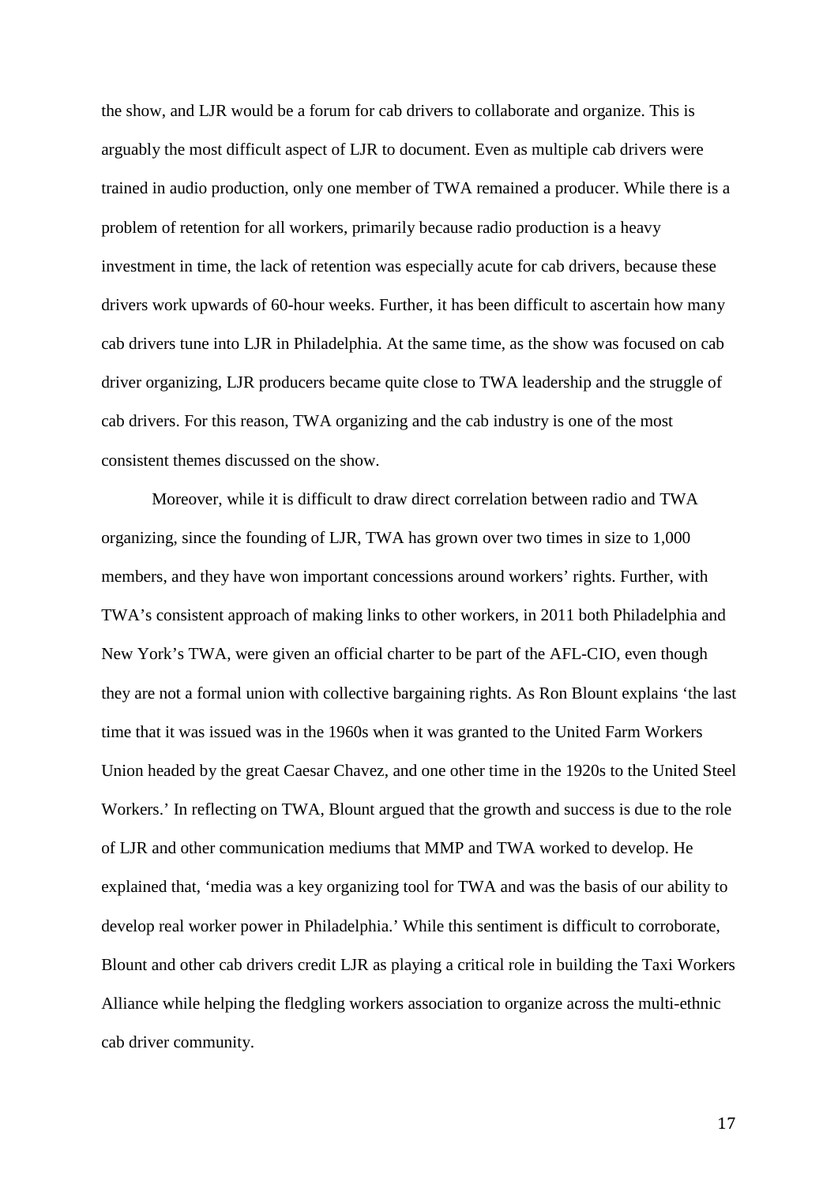the show, and LJR would be a forum for cab drivers to collaborate and organize. This is arguably the most difficult aspect of LJR to document. Even as multiple cab drivers were trained in audio production, only one member of TWA remained a producer. While there is a problem of retention for all workers, primarily because radio production is a heavy investment in time, the lack of retention was especially acute for cab drivers, because these drivers work upwards of 60-hour weeks. Further, it has been difficult to ascertain how many cab drivers tune into LJR in Philadelphia. At the same time, as the show was focused on cab driver organizing, LJR producers became quite close to TWA leadership and the struggle of cab drivers. For this reason, TWA organizing and the cab industry is one of the most consistent themes discussed on the show.

Moreover, while it is difficult to draw direct correlation between radio and TWA organizing, since the founding of LJR, TWA has grown over two times in size to 1,000 members, and they have won important concessions around workers' rights. Further, with TWA's consistent approach of making links to other workers, in 2011 both Philadelphia and New York's TWA, were given an official charter to be part of the AFL-CIO, even though they are not a formal union with collective bargaining rights. As Ron Blount explains 'the last time that it was issued was in the 1960s when it was granted to the United Farm Workers Union headed by the great Caesar Chavez, and one other time in the 1920s to the United Steel Workers.' In reflecting on TWA, Blount argued that the growth and success is due to the role of LJR and other communication mediums that MMP and TWA worked to develop. He explained that, 'media was a key organizing tool for TWA and was the basis of our ability to develop real worker power in Philadelphia.' While this sentiment is difficult to corroborate, Blount and other cab drivers credit LJR as playing a critical role in building the Taxi Workers Alliance while helping the fledgling workers association to organize across the multi-ethnic cab driver community.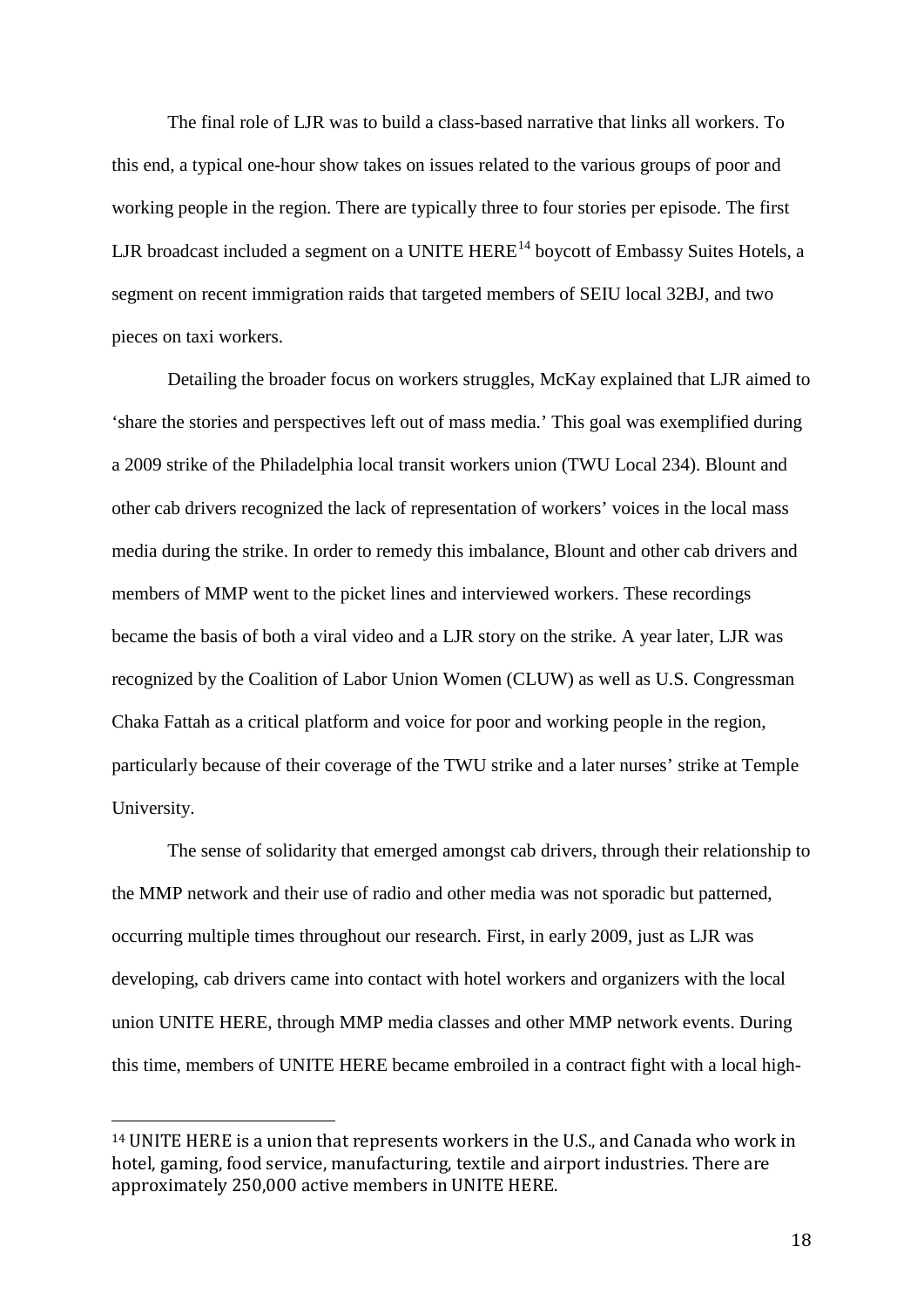The final role of LJR was to build a class-based narrative that links all workers. To this end, a typical one-hour show takes on issues related to the various groups of poor and working people in the region. There are typically three to four stories per episode. The first LJR broadcast included a segment on a UNITE HERE[14] boycott of Embassy Suites Hotels, a segment on recent immigration raids that targeted members of SEIU local 32BJ, and two pieces on taxi workers.

Detailing the broader focus on workers struggles, McKay explained that LJR aimed to 'share the stories and perspectives left out of mass media.' This goal was exemplified during a 2009 strike of the Philadelphia local transit workers union (TWU Local 234). Blount and other cab drivers recognized the lack of representation of workers' voices in the local mass media during the strike. In order to remedy this imbalance, Blount and other cab drivers and members of MMP went to the picket lines and interviewed workers. These recordings became the basis of both a viral video and a LJR story on the strike. A year later, LJR was recognized by the Coalition of Labor Union Women (CLUW) as well as U.S. Congressman Chaka Fattah as a critical platform and voice for poor and working people in the region, particularly because of their coverage of the TWU strike and a later nurses' strike at Temple University.

The sense of solidarity that emerged amongst cab drivers, through their relationship to the MMP network and their use of radio and other media was not sporadic but patterned, occurring multiple times throughout our research. First, in early 2009, just as LJR was developing, cab drivers came into contact with hotel workers and organizers with the local union UNITE HERE, through MMP media classes and other MMP network events. During this time, members of UNITE HERE became embroiled in a contract fight with a local high-

[14] UNITE HERE is a union that represents workers in the U.S., and Canada who work in hotel, gaming, food service, manufacturing, textile and airport industries. There are approximately 250,000 active members in UNITE HERE.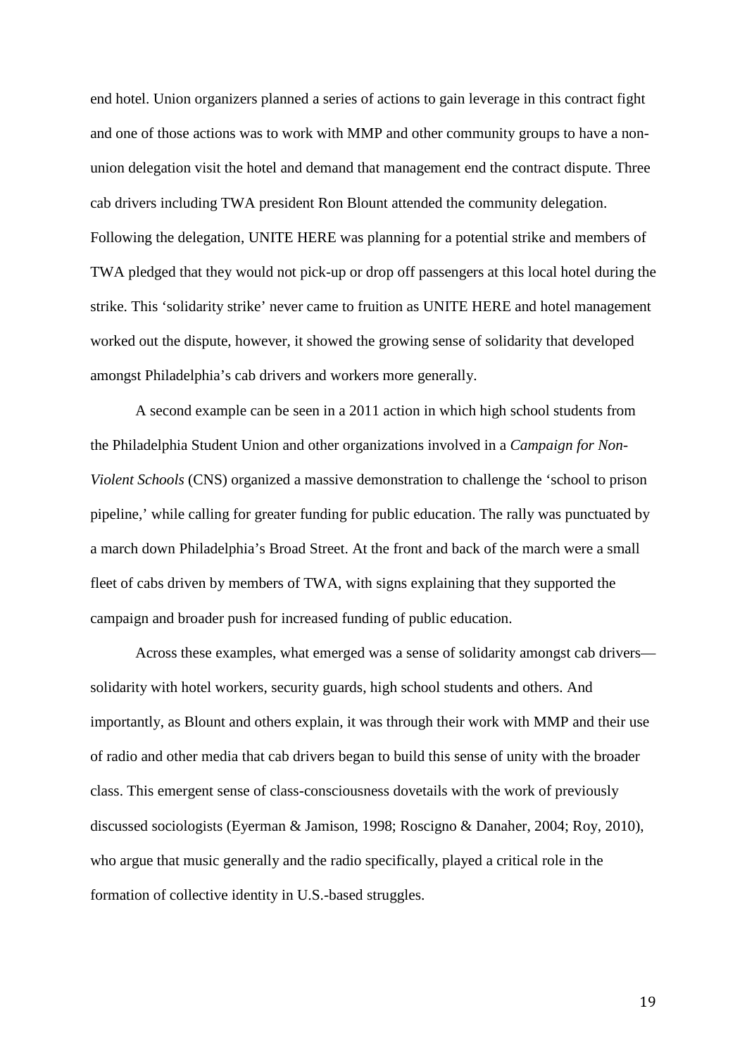end hotel. Union organizers planned a series of actions to gain leverage in this contract fight and one of those actions was to work with MMP and other community groups to have a non-union delegation visit the hotel and demand that management end the contract dispute. Three cab drivers including TWA president Ron Blount attended the community delegation. Following the delegation, UNITE HERE was planning for a potential strike and members of TWA pledged that they would not pick-up or drop off passengers at this local hotel during the strike. This 'solidarity strike' never came to fruition as UNITE HERE and hotel management worked out the dispute, however, it showed the growing sense of solidarity that developed amongst Philadelphia's cab drivers and workers more generally.

A second example can be seen in a 2011 action in which high school students from the Philadelphia Student Union and other organizations involved in a *Campaign for Non-Violent Schools* (CNS) organized a massive demonstration to challenge the 'school to prison pipeline,' while calling for greater funding for public education. The rally was punctuated by a march down Philadelphia's Broad Street. At the front and back of the march were a small fleet of cabs driven by members of TWA, with signs explaining that they supported the campaign and broader push for increased funding of public education.

Across these examples, what emerged was a sense of solidarity amongst cab drivers—solidarity with hotel workers, security guards, high school students and others. And importantly, as Blount and others explain, it was through their work with MMP and their use of radio and other media that cab drivers began to build this sense of unity with the broader class. This emergent sense of class-consciousness dovetails with the work of previously discussed sociologists (Eyerman & Jamison, 1998; Roscigno & Danaher, 2004; Roy, 2010), who argue that music generally and the radio specifically, played a critical role in the formation of collective identity in U.S.-based struggles.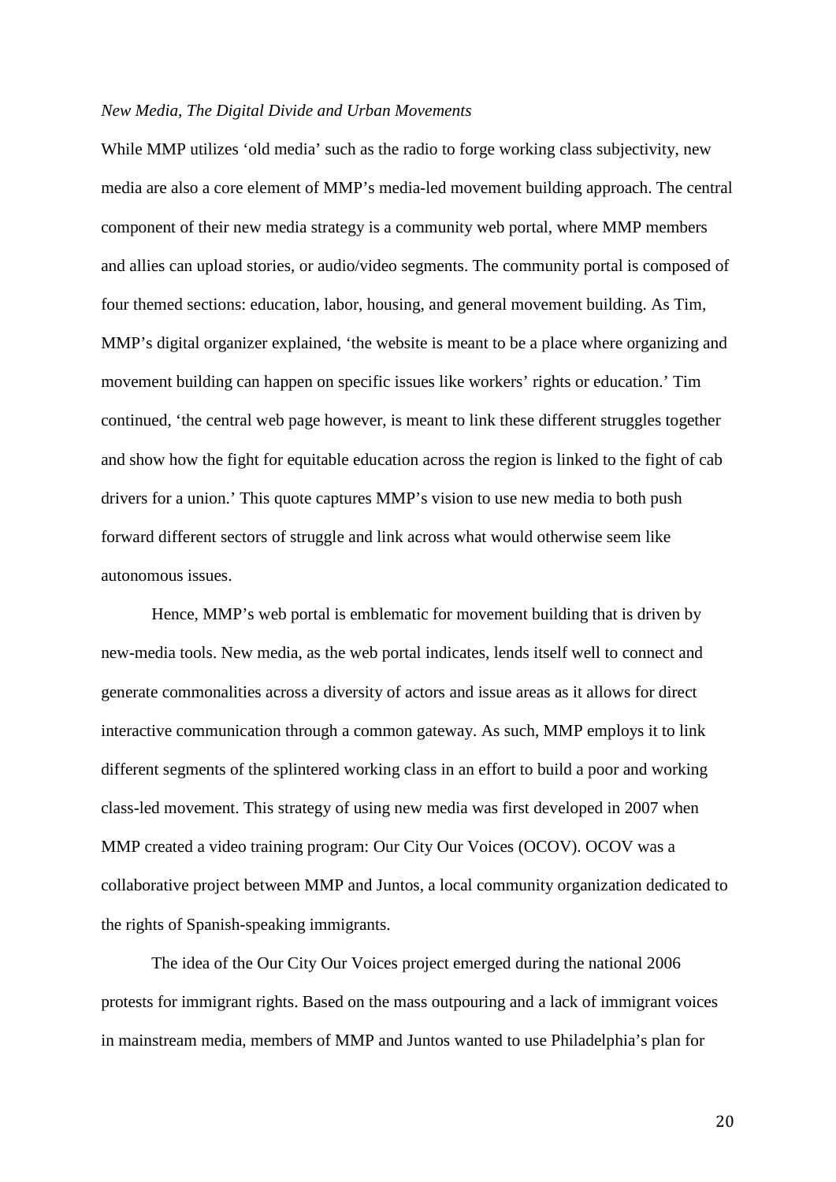*New Media, The Digital Divide and Urban Movements*

While MMP utilizes 'old media' such as the radio to forge working class subjectivity, new media are also a core element of MMP's media-led movement building approach. The central component of their new media strategy is a community web portal, where MMP members and allies can upload stories, or audio/video segments. The community portal is composed of four themed sections: education, labor, housing, and general movement building. As Tim, MMP's digital organizer explained, 'the website is meant to be a place where organizing and movement building can happen on specific issues like workers' rights or education.' Tim continued, 'the central web page however, is meant to link these different struggles together and show how the fight for equitable education across the region is linked to the fight of cab drivers for a union.' This quote captures MMP's vision to use new media to both push forward different sectors of struggle and link across what would otherwise seem like autonomous issues.

Hence, MMP's web portal is emblematic for movement building that is driven by new-media tools. New media, as the web portal indicates, lends itself well to connect and generate commonalities across a diversity of actors and issue areas as it allows for direct interactive communication through a common gateway. As such, MMP employs it to link different segments of the splintered working class in an effort to build a poor and working class-led movement. This strategy of using new media was first developed in 2007 when MMP created a video training program: Our City Our Voices (OCOV). OCOV was a collaborative project between MMP and Juntos, a local community organization dedicated to the rights of Spanish-speaking immigrants.

The idea of the Our City Our Voices project emerged during the national 2006 protests for immigrant rights. Based on the mass outpouring and a lack of immigrant voices in mainstream media, members of MMP and Juntos wanted to use Philadelphia's plan for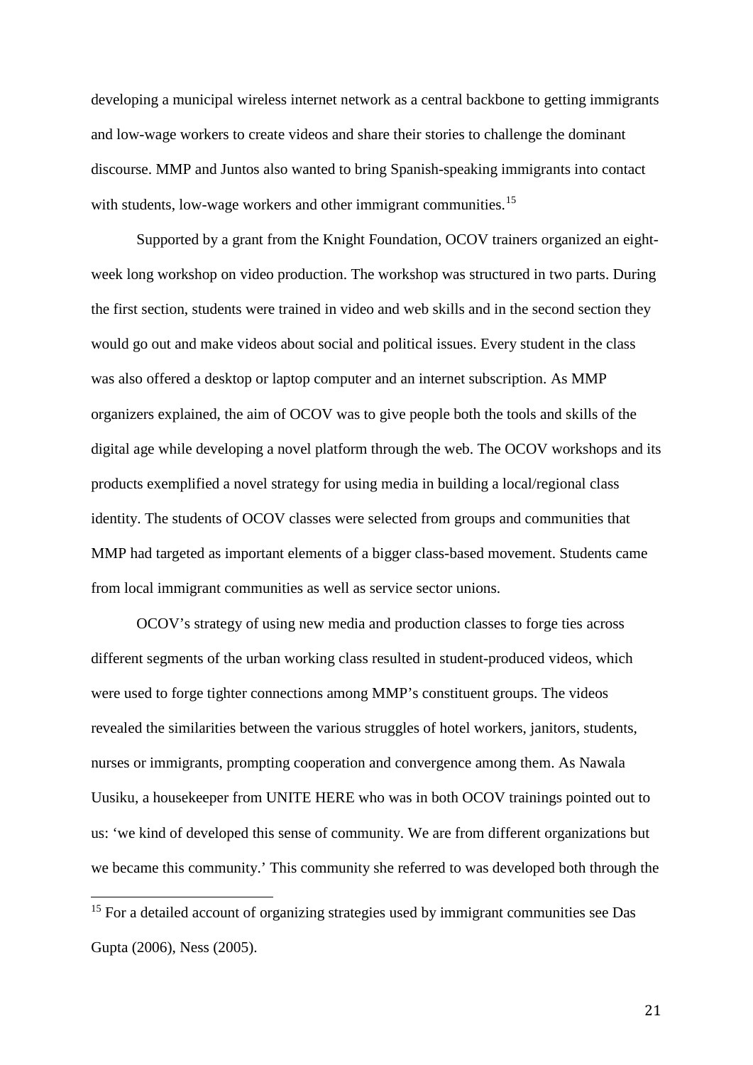developing a municipal wireless internet network as a central backbone to getting immigrants and low-wage workers to create videos and share their stories to challenge the dominant discourse. MMP and Juntos also wanted to bring Spanish-speaking immigrants into contact with students, low-wage workers and other immigrant communities.[15]

Supported by a grant from the Knight Foundation, OCOV trainers organized an eight-week long workshop on video production. The workshop was structured in two parts. During the first section, students were trained in video and web skills and in the second section they would go out and make videos about social and political issues. Every student in the class was also offered a desktop or laptop computer and an internet subscription. As MMP organizers explained, the aim of OCOV was to give people both the tools and skills of the digital age while developing a novel platform through the web. The OCOV workshops and its products exemplified a novel strategy for using media in building a local/regional class identity. The students of OCOV classes were selected from groups and communities that MMP had targeted as important elements of a bigger class-based movement. Students came from local immigrant communities as well as service sector unions.

OCOV's strategy of using new media and production classes to forge ties across different segments of the urban working class resulted in student-produced videos, which were used to forge tighter connections among MMP's constituent groups. The videos revealed the similarities between the various struggles of hotel workers, janitors, students, nurses or immigrants, prompting cooperation and convergence among them. As Nawala Uusiku, a housekeeper from UNITE HERE who was in both OCOV trainings pointed out to us: 'we kind of developed this sense of community. We are from different organizations but we became this community.' This community she referred to was developed both through the

[15] For a detailed account of organizing strategies used by immigrant communities see Das Gupta (2006), Ness (2005).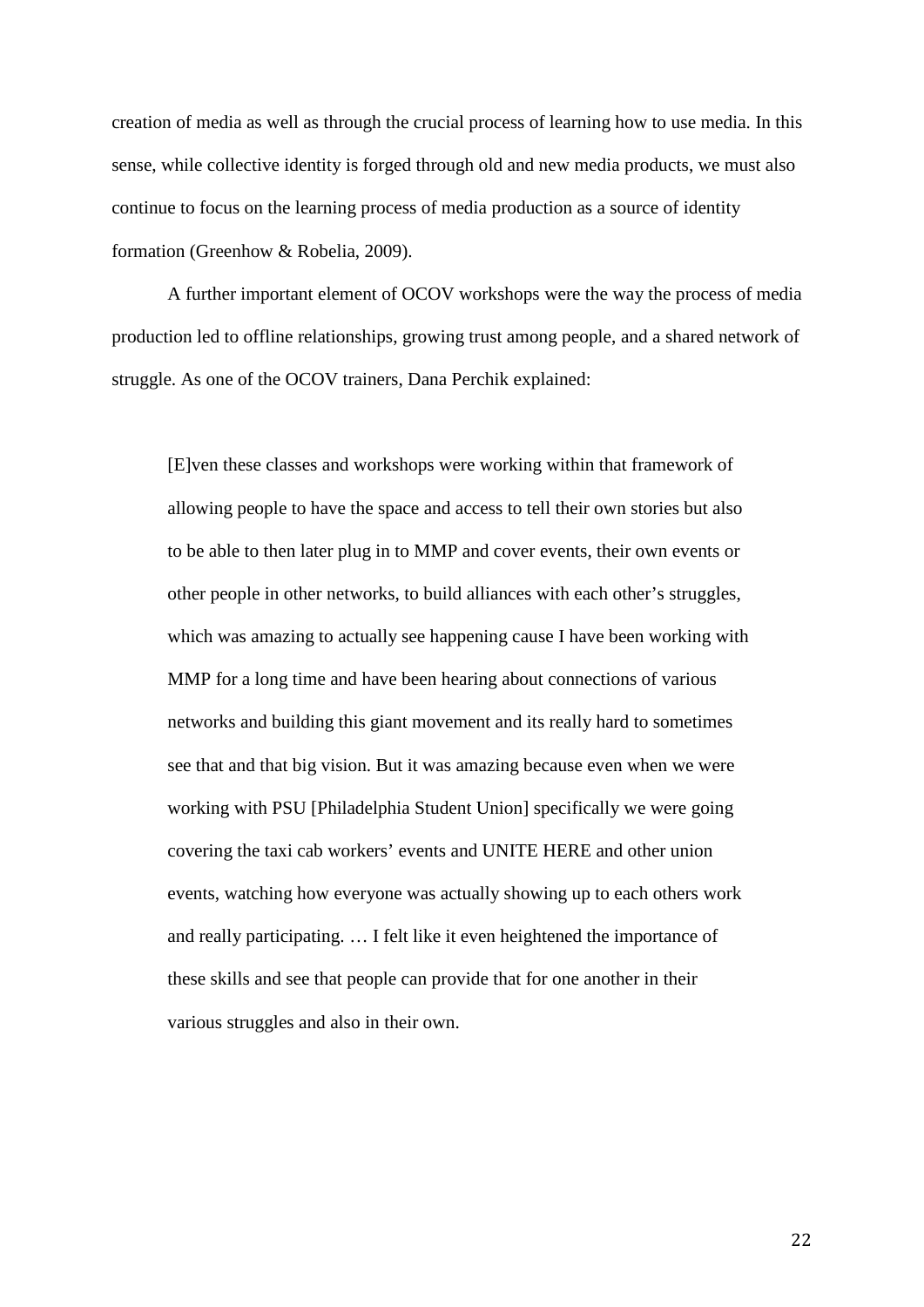creation of media as well as through the crucial process of learning how to use media. In this sense, while collective identity is forged through old and new media products, we must also continue to focus on the learning process of media production as a source of identity formation (Greenhow & Robelia, 2009).

A further important element of OCOV workshops were the way the process of media production led to offline relationships, growing trust among people, and a shared network of struggle. As one of the OCOV trainers, Dana Perchik explained:

> [E]ven these classes and workshops were working within that framework of allowing people to have the space and access to tell their own stories but also to be able to then later plug in to MMP and cover events, their own events or other people in other networks, to build alliances with each other's struggles, which was amazing to actually see happening cause I have been working with MMP for a long time and have been hearing about connections of various networks and building this giant movement and its really hard to sometimes see that and that big vision. But it was amazing because even when we were working with PSU [Philadelphia Student Union] specifically we were going covering the taxi cab workers' events and UNITE HERE and other union events, watching how everyone was actually showing up to each others work and really participating. … I felt like it even heightened the importance of these skills and see that people can provide that for one another in their various struggles and also in their own.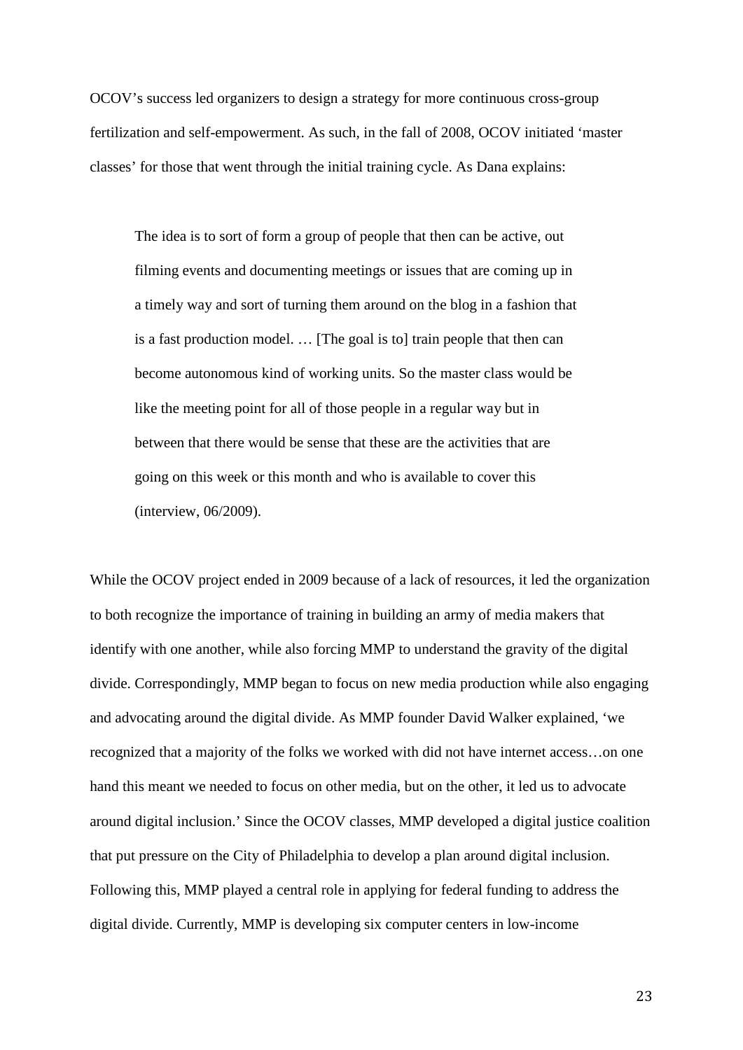OCOV's success led organizers to design a strategy for more continuous cross-group fertilization and self-empowerment. As such, in the fall of 2008, OCOV initiated 'master classes' for those that went through the initial training cycle. As Dana explains:

> The idea is to sort of form a group of people that then can be active, out filming events and documenting meetings or issues that are coming up in a timely way and sort of turning them around on the blog in a fashion that is a fast production model. … [The goal is to] train people that then can become autonomous kind of working units. So the master class would be like the meeting point for all of those people in a regular way but in between that there would be sense that these are the activities that are going on this week or this month and who is available to cover this (interview, 06/2009).

While the OCOV project ended in 2009 because of a lack of resources, it led the organization to both recognize the importance of training in building an army of media makers that identify with one another, while also forcing MMP to understand the gravity of the digital divide. Correspondingly, MMP began to focus on new media production while also engaging and advocating around the digital divide. As MMP founder David Walker explained, 'we recognized that a majority of the folks we worked with did not have internet access…on one hand this meant we needed to focus on other media, but on the other, it led us to advocate around digital inclusion.' Since the OCOV classes, MMP developed a digital justice coalition that put pressure on the City of Philadelphia to develop a plan around digital inclusion. Following this, MMP played a central role in applying for federal funding to address the digital divide. Currently, MMP is developing six computer centers in low-income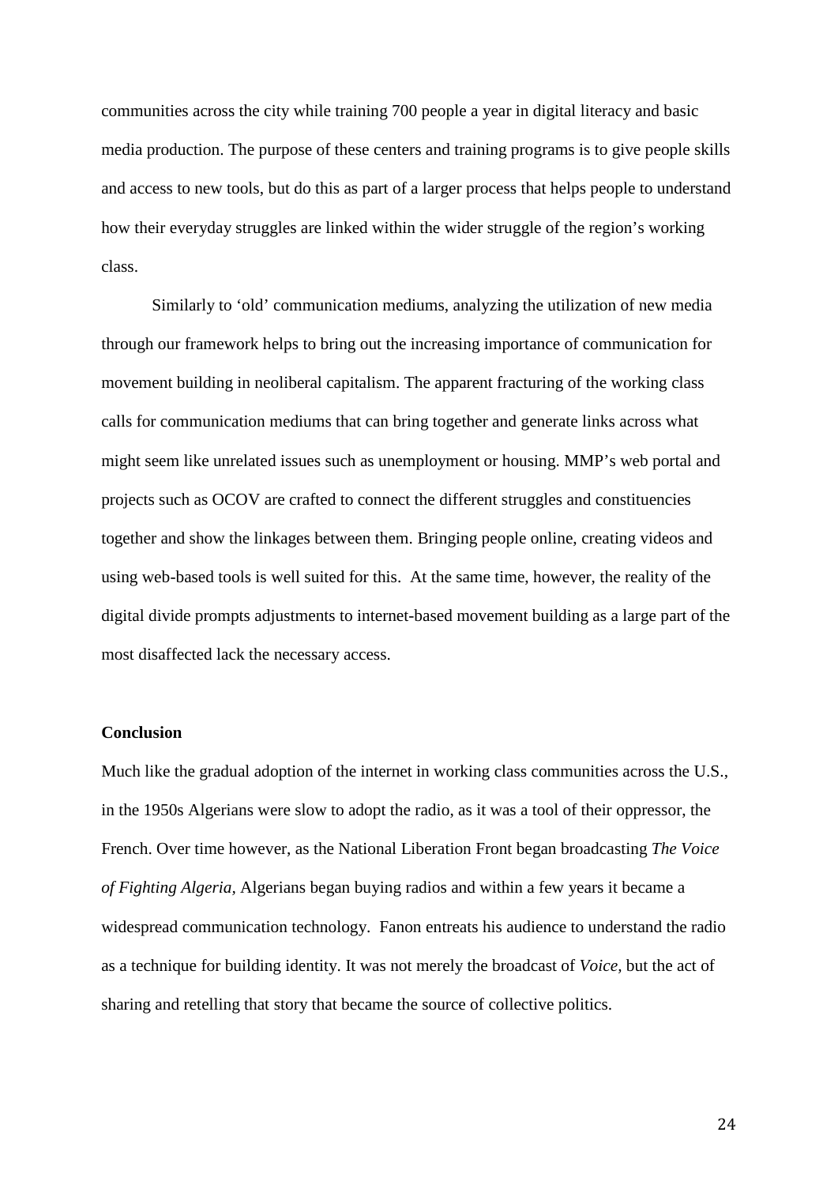communities across the city while training 700 people a year in digital literacy and basic media production. The purpose of these centers and training programs is to give people skills and access to new tools, but do this as part of a larger process that helps people to understand how their everyday struggles are linked within the wider struggle of the region's working class.

Similarly to 'old' communication mediums, analyzing the utilization of new media through our framework helps to bring out the increasing importance of communication for movement building in neoliberal capitalism. The apparent fracturing of the working class calls for communication mediums that can bring together and generate links across what might seem like unrelated issues such as unemployment or housing. MMP's web portal and projects such as OCOV are crafted to connect the different struggles and constituencies together and show the linkages between them. Bringing people online, creating videos and using web-based tools is well suited for this. At the same time, however, the reality of the digital divide prompts adjustments to internet-based movement building as a large part of the most disaffected lack the necessary access.

## Conclusion

Much like the gradual adoption of the internet in working class communities across the U.S., in the 1950s Algerians were slow to adopt the radio, as it was a tool of their oppressor, the French. Over time however, as the National Liberation Front began broadcasting *The Voice of Fighting Algeria*, Algerians began buying radios and within a few years it became a widespread communication technology. Fanon entreats his audience to understand the radio as a technique for building identity. It was not merely the broadcast of *Voice*, but the act of sharing and retelling that story that became the source of collective politics.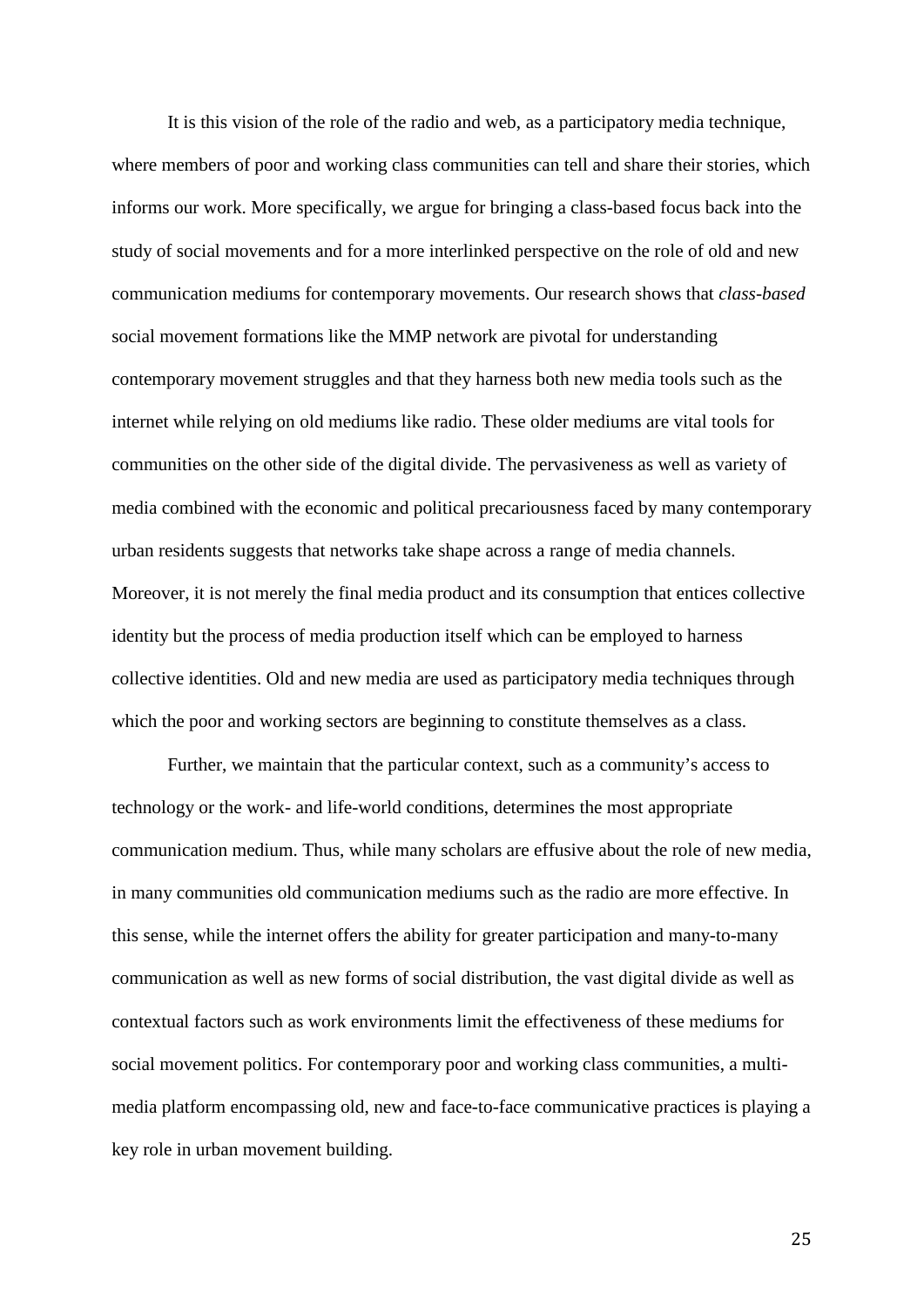It is this vision of the role of the radio and web, as a participatory media technique, where members of poor and working class communities can tell and share their stories, which informs our work. More specifically, we argue for bringing a class-based focus back into the study of social movements and for a more interlinked perspective on the role of old and new communication mediums for contemporary movements. Our research shows that *class-based* social movement formations like the MMP network are pivotal for understanding contemporary movement struggles and that they harness both new media tools such as the internet while relying on old mediums like radio. These older mediums are vital tools for communities on the other side of the digital divide. The pervasiveness as well as variety of media combined with the economic and political precariousness faced by many contemporary urban residents suggests that networks take shape across a range of media channels. Moreover, it is not merely the final media product and its consumption that entices collective identity but the process of media production itself which can be employed to harness collective identities. Old and new media are used as participatory media techniques through which the poor and working sectors are beginning to constitute themselves as a class.

Further, we maintain that the particular context, such as a community's access to technology or the work- and life-world conditions, determines the most appropriate communication medium. Thus, while many scholars are effusive about the role of new media, in many communities old communication mediums such as the radio are more effective. In this sense, while the internet offers the ability for greater participation and many-to-many communication as well as new forms of social distribution, the vast digital divide as well as contextual factors such as work environments limit the effectiveness of these mediums for social movement politics. For contemporary poor and working class communities, a multi-media platform encompassing old, new and face-to-face communicative practices is playing a key role in urban movement building.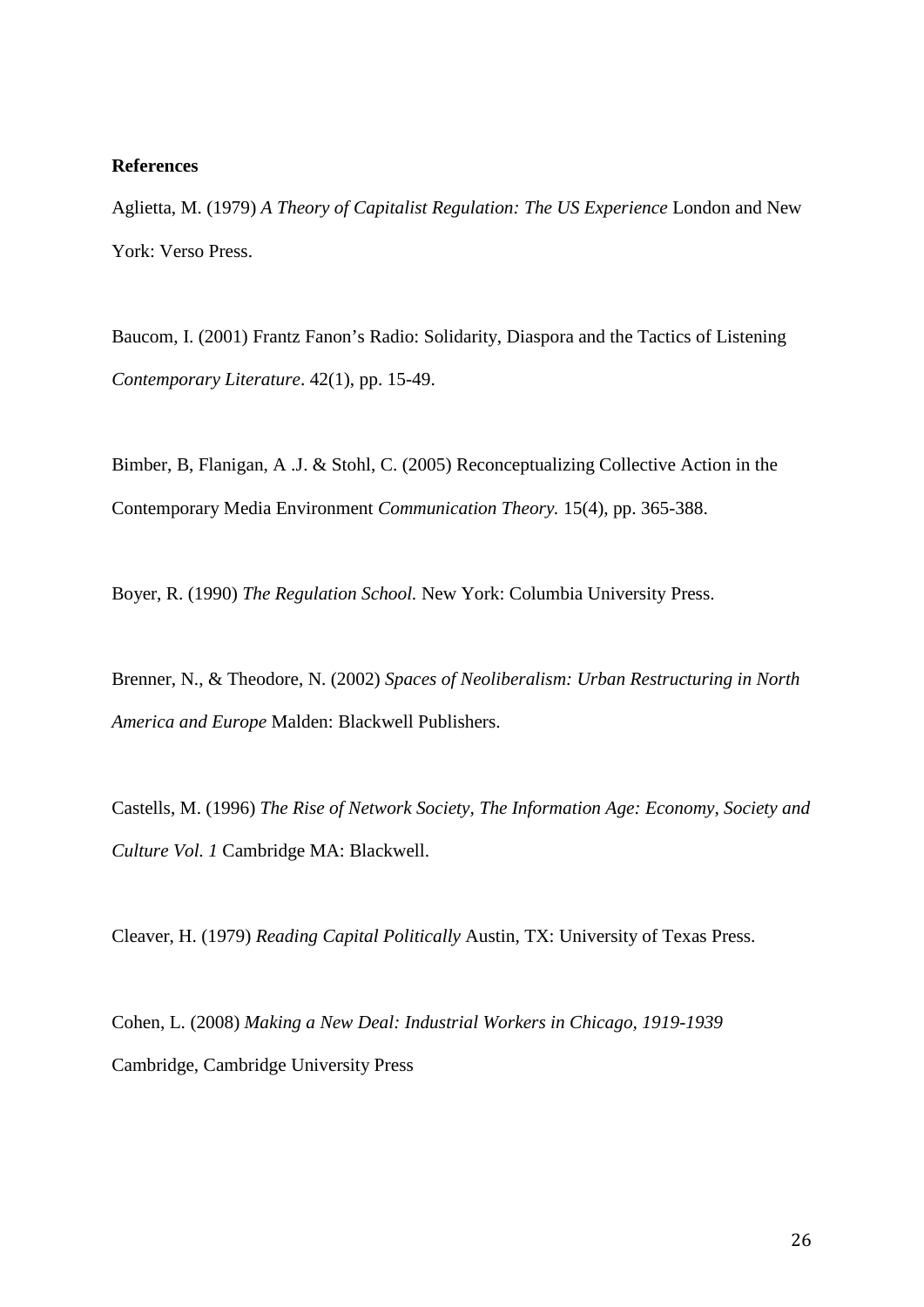**References**

Aglietta, M. (1979) *A Theory of Capitalist Regulation: The US Experience* London and New York: Verso Press.

Baucom, I. (2001) Frantz Fanon's Radio: Solidarity, Diaspora and the Tactics of Listening *Contemporary Literature*. 42(1), pp. 15-49.

Bimber, B, Flanigan, A .J. & Stohl, C. (2005) Reconceptualizing Collective Action in the Contemporary Media Environment *Communication Theory.* 15(4), pp. 365-388.

Boyer, R. (1990) *The Regulation School.* New York: Columbia University Press.

Brenner, N., & Theodore, N. (2002) *Spaces of Neoliberalism: Urban Restructuring in North America and Europe* Malden: Blackwell Publishers.

Castells, M. (1996) *The Rise of Network Society, The Information Age: Economy, Society and Culture Vol. 1* Cambridge MA: Blackwell.

Cleaver, H. (1979) *Reading Capital Politically* Austin, TX: University of Texas Press.

Cohen, L. (2008) *Making a New Deal: Industrial Workers in Chicago, 1919-1939* Cambridge, Cambridge University Press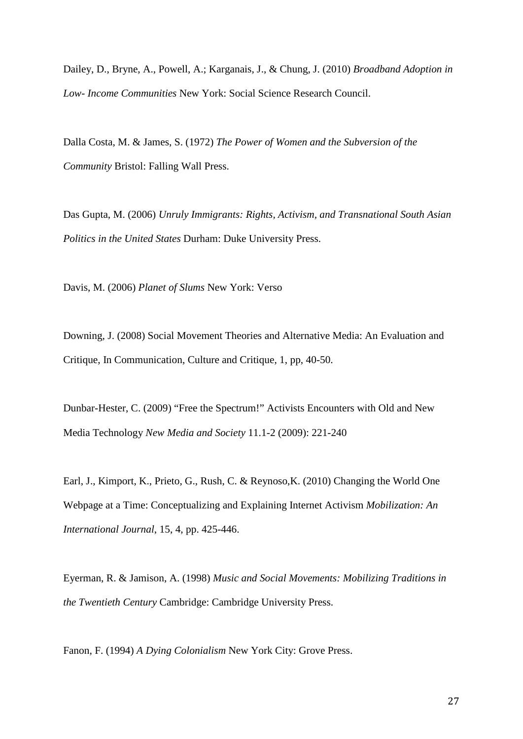Dailey, D., Bryne, A., Powell, A.; Karganais, J., & Chung, J. (2010) *Broadband Adoption in Low- Income Communities* New York: Social Science Research Council.

Dalla Costa, M. & James, S. (1972) *The Power of Women and the Subversion of the Community* Bristol: Falling Wall Press.

Das Gupta, M. (2006) *Unruly Immigrants: Rights, Activism, and Transnational South Asian Politics in the United States* Durham: Duke University Press.

Davis, M. (2006) *Planet of Slums* New York: Verso

Downing, J. (2008) Social Movement Theories and Alternative Media: An Evaluation and Critique, In Communication, Culture and Critique, 1, pp, 40-50.

Dunbar-Hester, C. (2009) "Free the Spectrum!" Activists Encounters with Old and New Media Technology *New Media and Society* 11.1-2 (2009): 221-240

Earl, J., Kimport, K., Prieto, G., Rush, C. & Reynoso,K. (2010) Changing the World One Webpage at a Time: Conceptualizing and Explaining Internet Activism *Mobilization: An International Journal*, 15, 4, pp. 425-446.

Eyerman, R. & Jamison, A. (1998) *Music and Social Movements: Mobilizing Traditions in the Twentieth Century* Cambridge: Cambridge University Press.

Fanon, F. (1994) *A Dying Colonialism* New York City: Grove Press.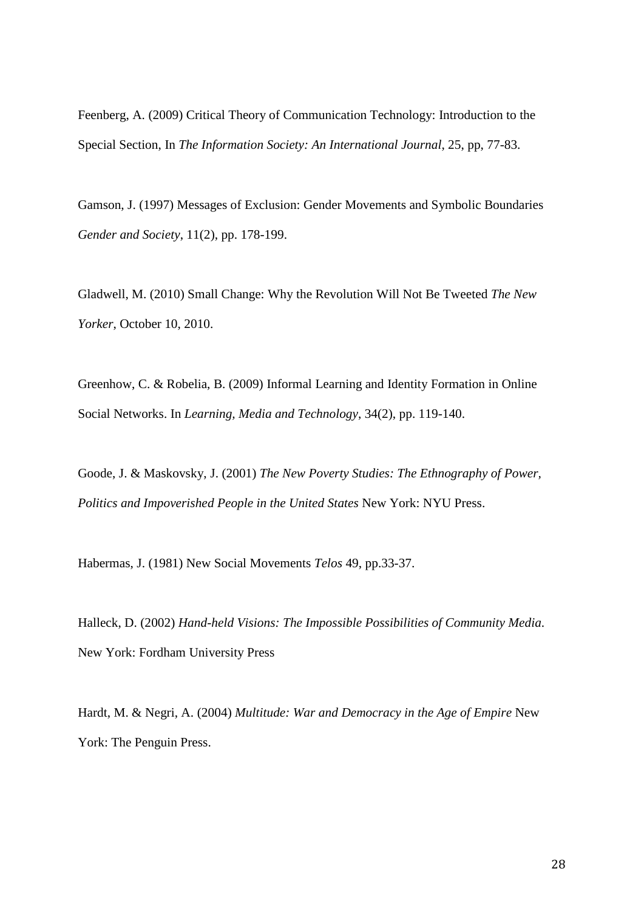Feenberg, A. (2009) Critical Theory of Communication Technology: Introduction to the Special Section, In *The Information Society: An International Journal*, 25, pp, 77-83.

Gamson, J. (1997) Messages of Exclusion: Gender Movements and Symbolic Boundaries *Gender and Society*, 11(2), pp. 178-199.

Gladwell, M. (2010) Small Change: Why the Revolution Will Not Be Tweeted *The New Yorker*, October 10, 2010.

Greenhow, C. & Robelia, B. (2009) Informal Learning and Identity Formation in Online Social Networks. In *Learning, Media and Technology*, 34(2), pp. 119-140.

Goode, J. & Maskovsky, J. (2001) *The New Poverty Studies: The Ethnography of Power, Politics and Impoverished People in the United States* New York: NYU Press.

Habermas, J. (1981) New Social Movements *Telos* 49, pp.33-37.

Halleck, D. (2002) *Hand-held Visions: The Impossible Possibilities of Community Media*. New York: Fordham University Press

Hardt, M. & Negri, A. (2004) *Multitude: War and Democracy in the Age of Empire* New York: The Penguin Press.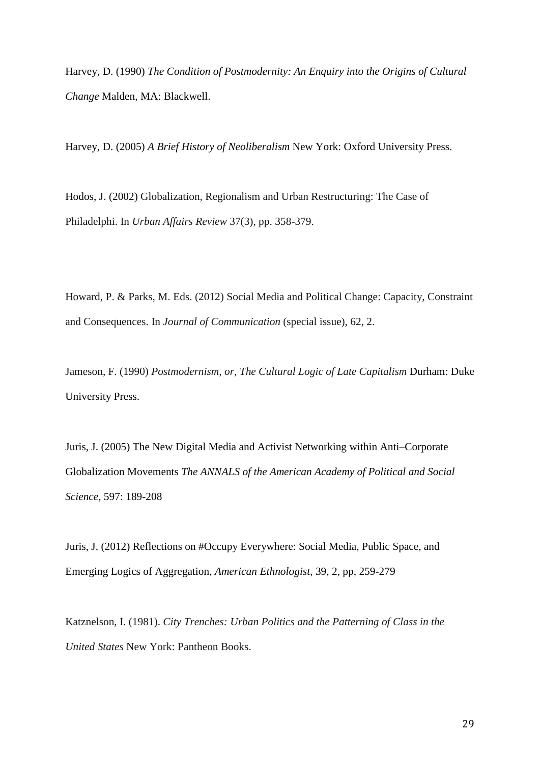Harvey, D. (1990) *The Condition of Postmodernity: An Enquiry into the Origins of Cultural Change* Malden, MA: Blackwell.

Harvey, D. (2005) *A Brief History of Neoliberalism* New York: Oxford University Press.

Hodos, J. (2002) Globalization, Regionalism and Urban Restructuring: The Case of Philadelphi. In *Urban Affairs Review* 37(3), pp. 358-379.

Howard, P. & Parks, M. Eds. (2012) Social Media and Political Change: Capacity, Constraint and Consequences. In *Journal of Communication* (special issue), 62, 2.

Jameson, F. (1990) *Postmodernism, or, The Cultural Logic of Late Capitalism* Durham: Duke University Press.

Juris, J. (2005) The New Digital Media and Activist Networking within Anti–Corporate Globalization Movements *The ANNALS of the American Academy of Political and Social Science,* 597: 189-208

Juris, J. (2012) Reflections on #Occupy Everywhere: Social Media, Public Space, and Emerging Logics of Aggregation, *American Ethnologist*, 39, 2, pp, 259-279

Katznelson, I. (1981). *City Trenches: Urban Politics and the Patterning of Class in the United States* New York: Pantheon Books.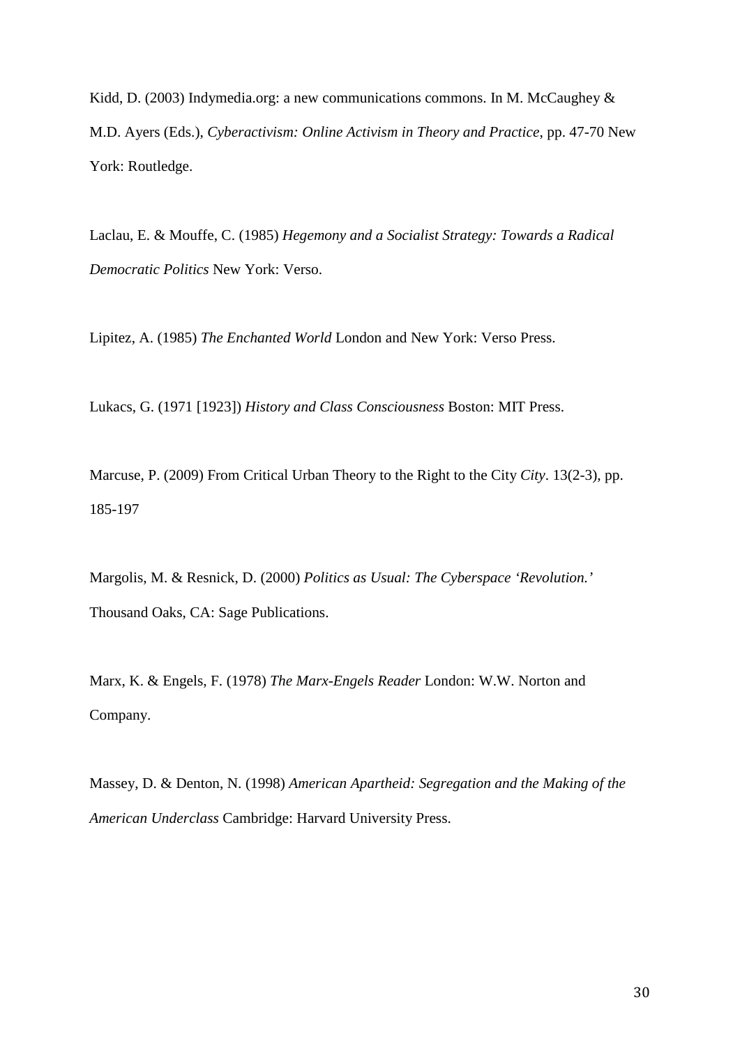Kidd, D. (2003) Indymedia.org: a new communications commons. In M. McCaughey & M.D. Ayers (Eds.), *Cyberactivism: Online Activism in Theory and Practice*, pp. 47-70 New York: Routledge.

Laclau, E. & Mouffe, C. (1985) *Hegemony and a Socialist Strategy: Towards a Radical Democratic Politics* New York: Verso.

Lipitez, A. (1985) *The Enchanted World* London and New York: Verso Press.

Lukacs, G. (1971 [1923]) *History and Class Consciousness* Boston: MIT Press.

Marcuse, P. (2009) From Critical Urban Theory to the Right to the City *City*. 13(2-3), pp. 185-197

Margolis, M. & Resnick, D. (2000) *Politics as Usual: The Cyberspace 'Revolution.'* Thousand Oaks, CA: Sage Publications.

Marx, K. & Engels, F. (1978) *The Marx-Engels Reader* London: W.W. Norton and Company.

Massey, D. & Denton, N. (1998) *American Apartheid: Segregation and the Making of the American Underclass* Cambridge: Harvard University Press.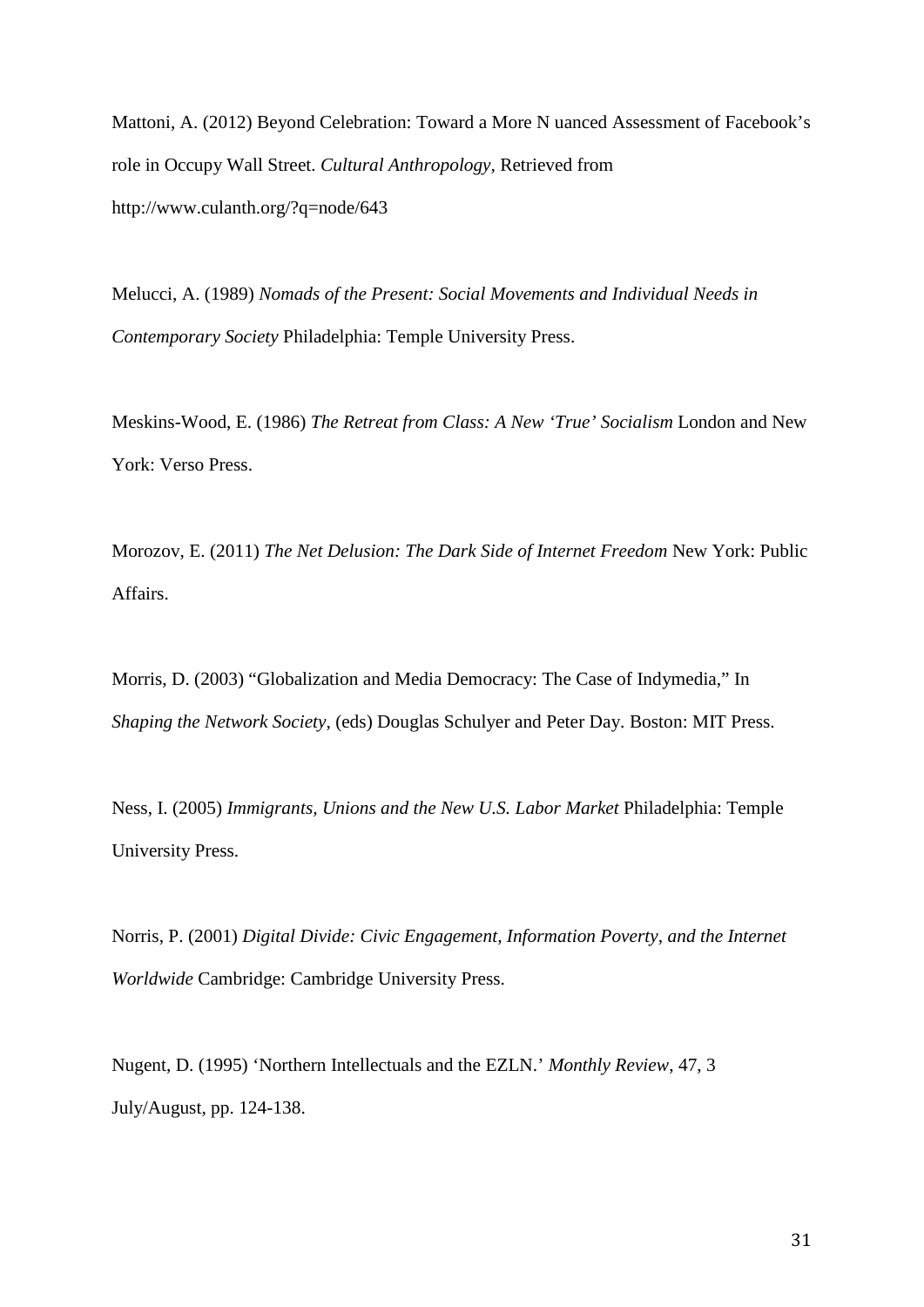Mattoni, A. (2012) Beyond Celebration: Toward a More N uanced Assessment of Facebook's role in Occupy Wall Street. *Cultural Anthropology*, Retrieved from http://www.culanth.org/?q=node/643

Melucci, A. (1989) *Nomads of the Present: Social Movements and Individual Needs in Contemporary Society* Philadelphia: Temple University Press.

Meskins-Wood, E. (1986) *The Retreat from Class: A New 'True' Socialism* London and New York: Verso Press.

Morozov, E. (2011) *The Net Delusion: The Dark Side of Internet Freedom* New York: Public Affairs.

Morris, D. (2003) "Globalization and Media Democracy: The Case of Indymedia," In *Shaping the Network Society*, (eds) Douglas Schulyer and Peter Day. Boston: MIT Press.

Ness, I. (2005) *Immigrants, Unions and the New U.S. Labor Market* Philadelphia: Temple University Press.

Norris, P. (2001) *Digital Divide: Civic Engagement, Information Poverty, and the Internet Worldwide* Cambridge: Cambridge University Press.

Nugent, D. (1995) 'Northern Intellectuals and the EZLN.' *Monthly Review*, 47, 3 July/August, pp. 124-138.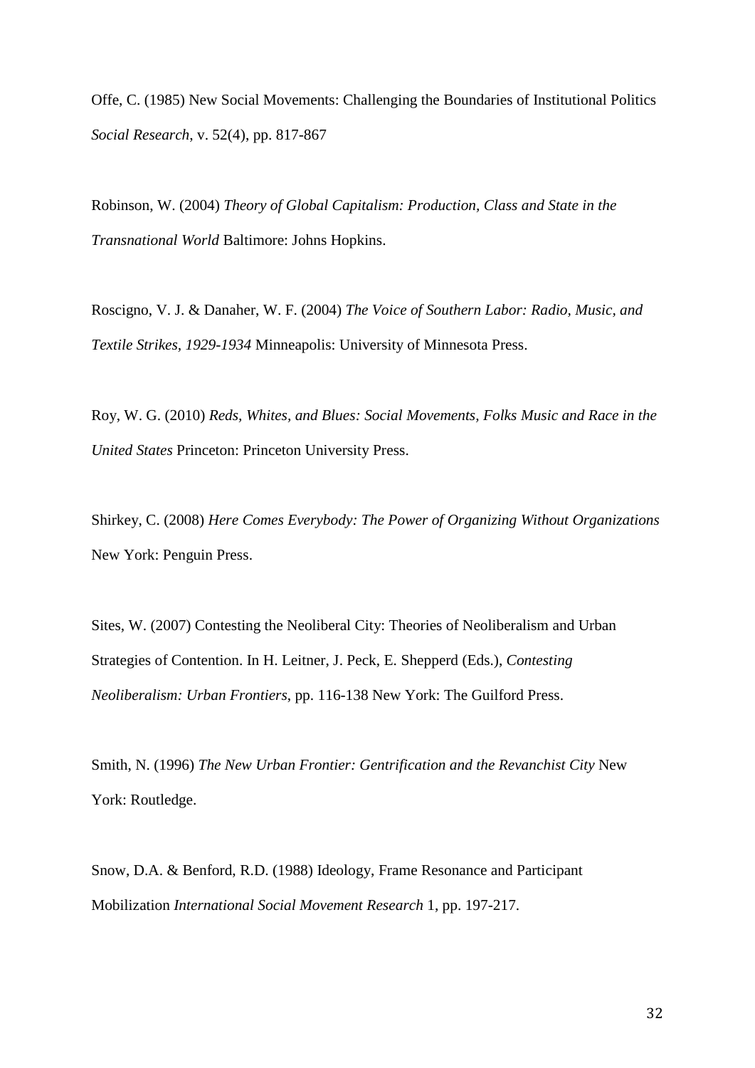Offe, C. (1985) New Social Movements: Challenging the Boundaries of Institutional Politics *Social Research*, v. 52(4), pp. 817-867

Robinson, W. (2004) *Theory of Global Capitalism: Production, Class and State in the Transnational World* Baltimore: Johns Hopkins.

Roscigno, V. J. & Danaher, W. F. (2004) *The Voice of Southern Labor: Radio, Music, and Textile Strikes, 1929-1934* Minneapolis: University of Minnesota Press.

Roy, W. G. (2010) *Reds, Whites, and Blues: Social Movements, Folks Music and Race in the United States* Princeton: Princeton University Press.

Shirkey, C. (2008) *Here Comes Everybody: The Power of Organizing Without Organizations* New York: Penguin Press.

Sites, W. (2007) Contesting the Neoliberal City: Theories of Neoliberalism and Urban Strategies of Contention. In H. Leitner, J. Peck, E. Shepperd (Eds.), *Contesting Neoliberalism: Urban Frontiers*, pp. 116-138 New York: The Guilford Press.

Smith, N. (1996) *The New Urban Frontier: Gentrification and the Revanchist City* New York: Routledge.

Snow, D.A. & Benford, R.D. (1988) Ideology, Frame Resonance and Participant Mobilization *International Social Movement Research* 1, pp. 197-217.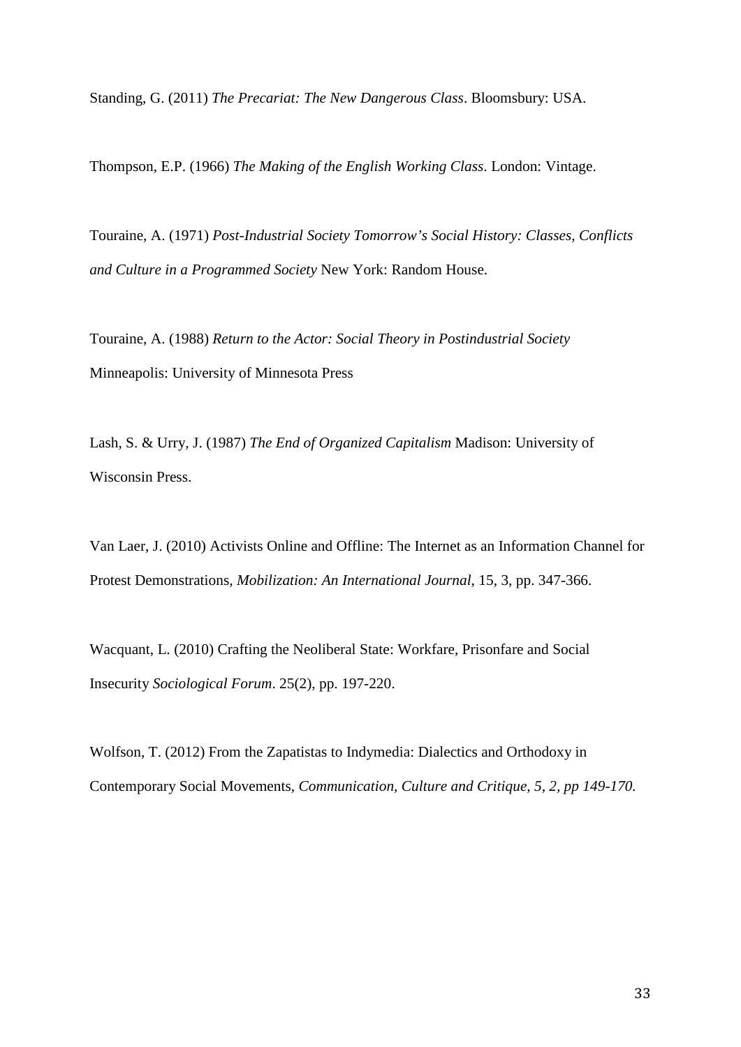Standing, G. (2011) *The Precariat: The New Dangerous Class*. Bloomsbury: USA.

Thompson, E.P. (1966) *The Making of the English Working Class*. London: Vintage.

Touraine, A. (1971) *Post-Industrial Society Tomorrow's Social History: Classes, Conflicts and Culture in a Programmed Society* New York: Random House.

Touraine, A. (1988) *Return to the Actor: Social Theory in Postindustrial Society* Minneapolis: University of Minnesota Press

Lash, S. & Urry, J. (1987) *The End of Organized Capitalism* Madison: University of Wisconsin Press.

Van Laer, J. (2010) Activists Online and Offline: The Internet as an Information Channel for Protest Demonstrations, *Mobilization: An International Journal*, 15, 3, pp. 347-366.

Wacquant, L. (2010) Crafting the Neoliberal State: Workfare, Prisonfare and Social Insecurity *Sociological Forum*. 25(2), pp. 197-220.

Wolfson, T. (2012) From the Zapatistas to Indymedia: Dialectics and Orthodoxy in Contemporary Social Movements, *Communication, Culture and Critique, 5, 2, pp 149-170.*